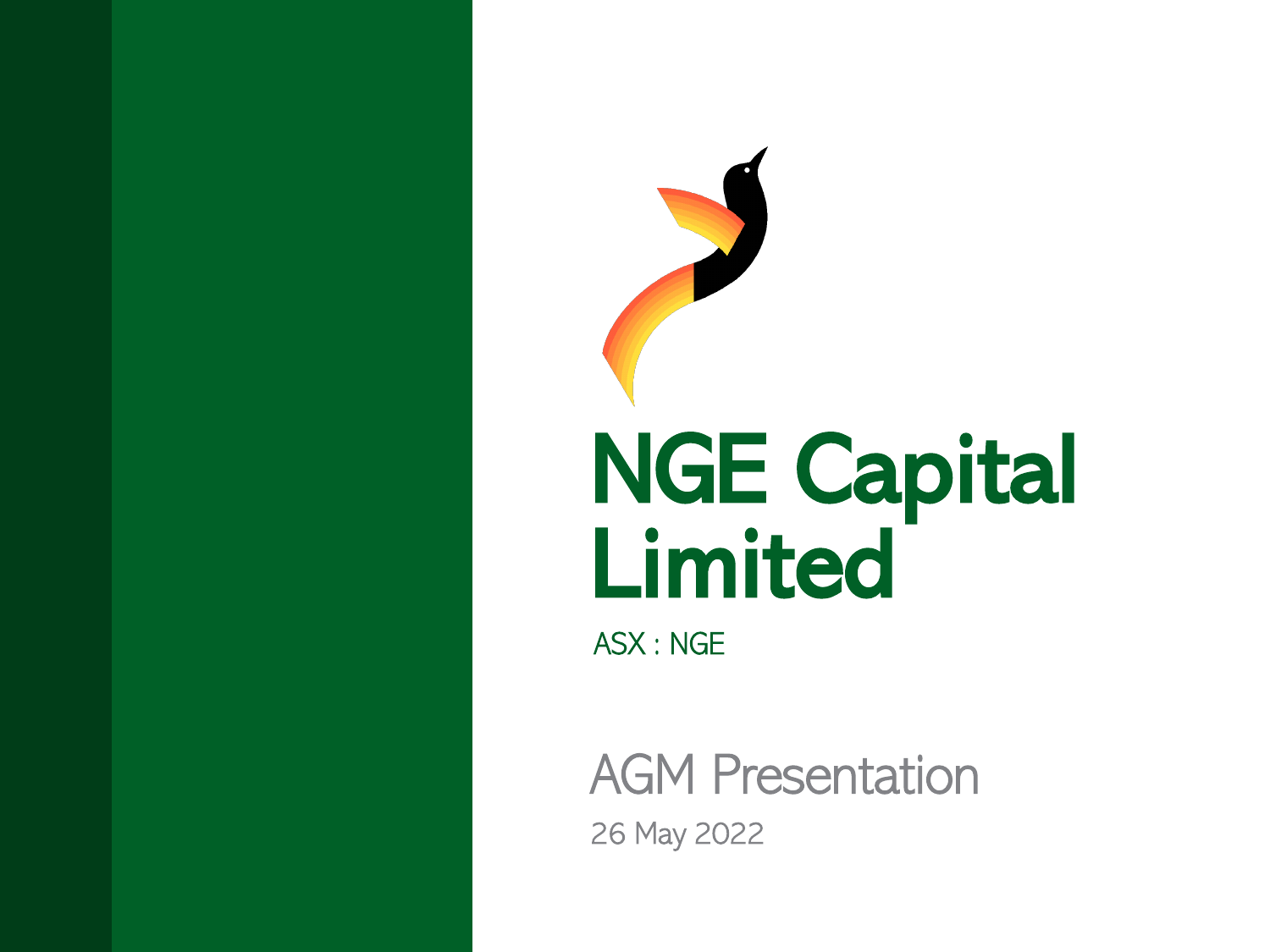# NGE Capital Limited

ASX : NGE

## AGM Presentation

26 May 2022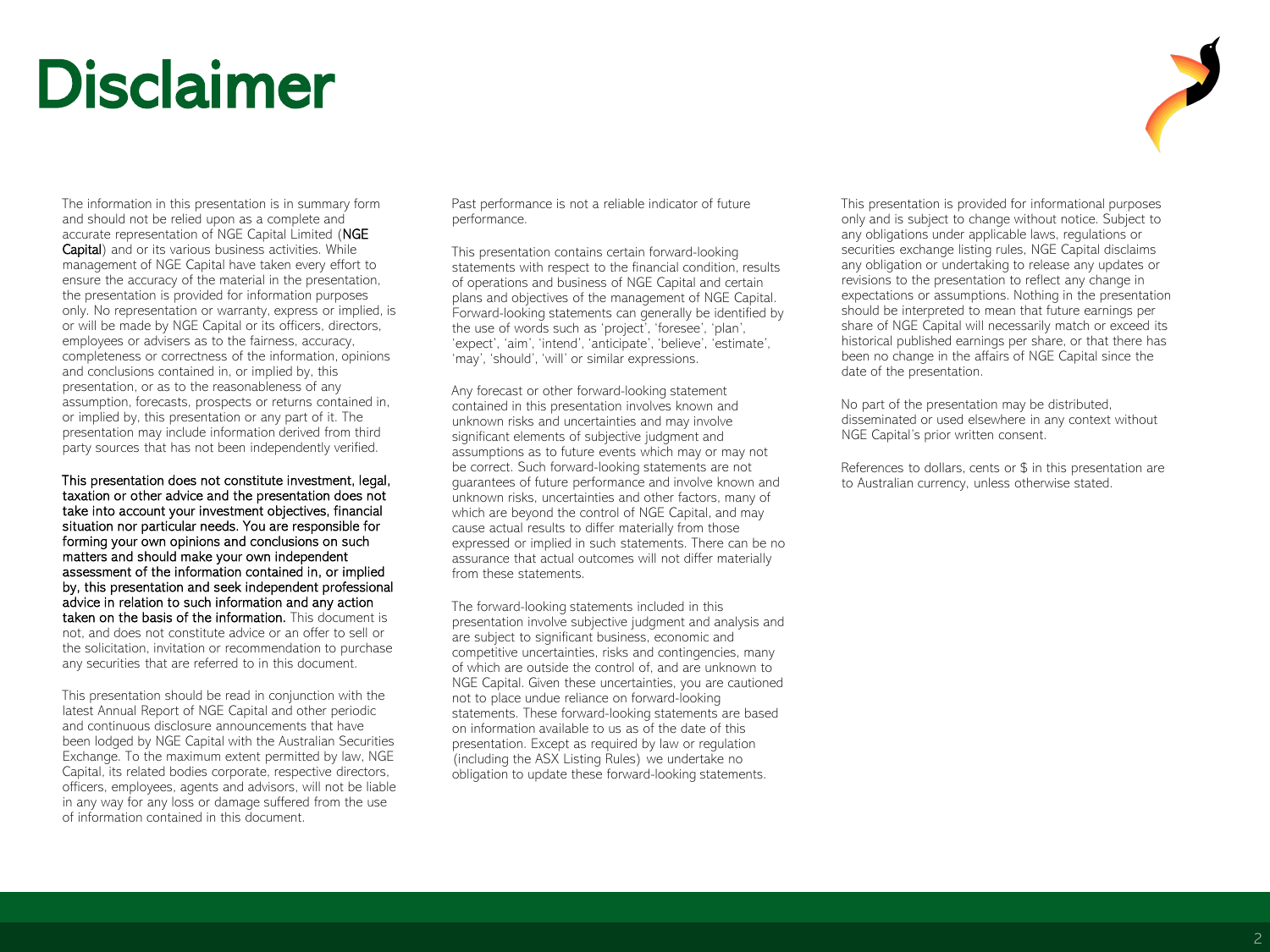# Disclaimer

The information in this presentation is in summary form and should not be relied upon as a complete and accurate representation of NGE Capital Limited (**NGE Capital**) and or its various business activities. While management of NGE Capital have taken every effort to ensure the accuracy of the material in the presentation, the presentation is provided for information purposes only. No representation or warranty, express or implied, is or will be made by NGE Capital or its officers, directors, employees or advisers as to the fairness, accuracy, completeness or correctness of the information, opinions and conclusions contained in, or implied by, this presentation, or as to the reasonableness of any assumption, forecasts, prospects or returns contained in, or implied by, this presentation or any part of it. The presentation may include information derived from third party sources that has not been independently verified.

**This presentation does not constitute investment, legal, taxation or other advice and the presentation does not take into account your investment objectives, financial situation nor particular needs. You are responsible for forming your own opinions and conclusions on such matters and should make your own independent assessment of the information contained in, or implied by, this presentation and seek independent professional advice in relation to such information and any action taken on the basis of the information.** This document is not, and does not constitute advice or an offer to sell or the solicitation, invitation or recommendation to purchase any securities that are referred to in this document.

This presentation should be read in conjunction with the latest Annual Report of NGE Capital and other periodic and continuous disclosure announcements that have been lodged by NGE Capital with the Australian Securities Exchange. To the maximum extent permitted by law, NGE Capital, its related bodies corporate, respective directors, officers, employees, agents and advisors, will not be liable in any way for any loss or damage suffered from the use of information contained in this document.

Past performance is not a reliable indicator of future performance.

This presentation contains certain forward-looking statements with respect to the financial condition, results of operations and business of NGE Capital and certain plans and objectives of the management of NGE Capital. Forward-looking statements can generally be identified by the use of words such as 'project', 'foresee', 'plan', 'expect', 'aim', 'intend', 'anticipate', 'believe', 'estimate', 'may', 'should', 'will' or similar expressions.

Any forecast or other forward-looking statement contained in this presentation involves known and unknown risks and uncertainties and may involve significant elements of subjective judgment and assumptions as to future events which may or may not be correct. Such forward-looking statements are not guarantees of future performance and involve known and unknown risks, uncertainties and other factors, many of which are beyond the control of NGE Capital, and may cause actual results to differ materially from those expressed or implied in such statements. There can be no assurance that actual outcomes will not differ materially from these statements.

The forward-looking statements included in this presentation involve subjective judgment and analysis and are subject to significant business, economic and competitive uncertainties, risks and contingencies, many of which are outside the control of, and are unknown to NGE Capital. Given these uncertainties, you are cautioned not to place undue reliance on forward-looking statements. These forward-looking statements are based on information available to us as of the date of this presentation. Except as required by law or regulation (including the ASX Listing Rules) we undertake no obligation to update these forward-looking statements.

This presentation is provided for informational purposes only and is subject to change without notice. Subject to any obligations under applicable laws, regulations or securities exchange listing rules, NGE Capital disclaims any obligation or undertaking to release any updates or revisions to the presentation to reflect any change in expectations or assumptions. Nothing in the presentation should be interpreted to mean that future earnings per share of NGE Capital will necessarily match or exceed its historical published earnings per share, or that there has been no change in the affairs of NGE Capital since the date of the presentation.

No part of the presentation may be distributed, disseminated or used elsewhere in any context without NGE Capital's prior written consent.

References to dollars, cents or $ in this presentation are to Australian currency, unless otherwise stated.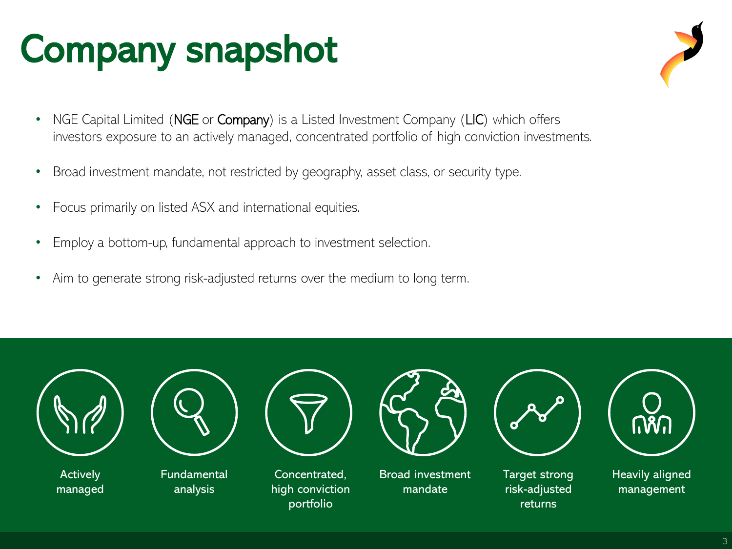# Company snapshot

- NGE Capital Limited (**NGE** or **Company**) is a Listed Investment Company (**LIC**) which offers investors exposure to an actively managed, concentrated portfolio of high conviction investments.
- Broad investment mandate, not restricted by geography, asset class, or security type.
- Focus primarily on listed ASX and international equities.
- Employ a bottom-up, fundamental approach to investment selection.
- Aim to generate strong risk-adjusted returns over the medium to long term.

Actively managed

Fundamental analysis

Concentrated, high conviction portfolio

Broad investment mandate

Target strong risk-adjusted returns

Heavily aligned management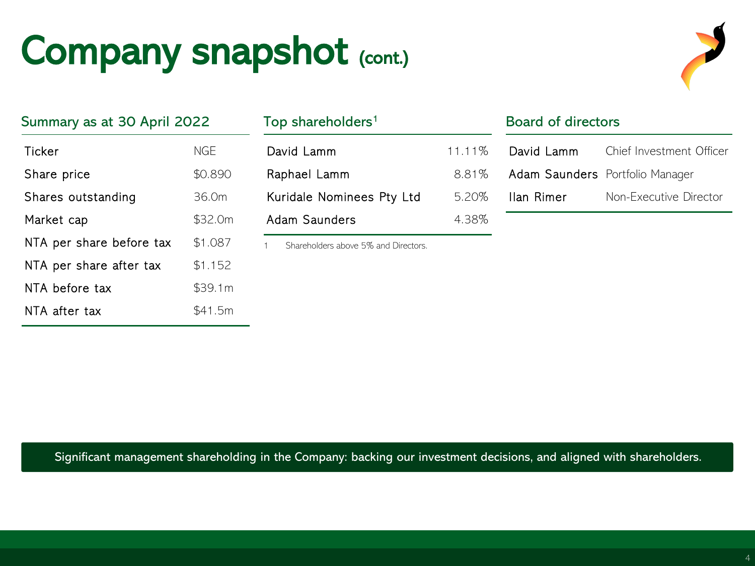# Company snapshot (cont.)

## Summary as at 30 April 2022

| | |
|---|---|
| Ticker | NGE |
| Share price | $0.890 |
| Shares outstanding | 36.0m |
| Market cap | $32.0m |
| NTA per share before tax | $1.087 |
| NTA per share after tax | $1.152 |
| NTA before tax | $39.1m |
| NTA after tax | $41.5m |

## Top shareholders[1]

| | |
|---|---|
| David Lamm | 11.11% |
| Raphael Lamm | 8.81% |
| Kuridale Nominees Pty Ltd | 5.20% |
| Adam Saunders | 4.38% |

1 Shareholders above 5% and Directors.

## Board of directors

| | |
|---|---|
| David Lamm | Chief Investment Officer |
| Adam Saunders | Portfolio Manager |
| Ilan Rimer | Non-Executive Director |

Significant management shareholding in the Company: backing our investment decisions, and aligned with shareholders.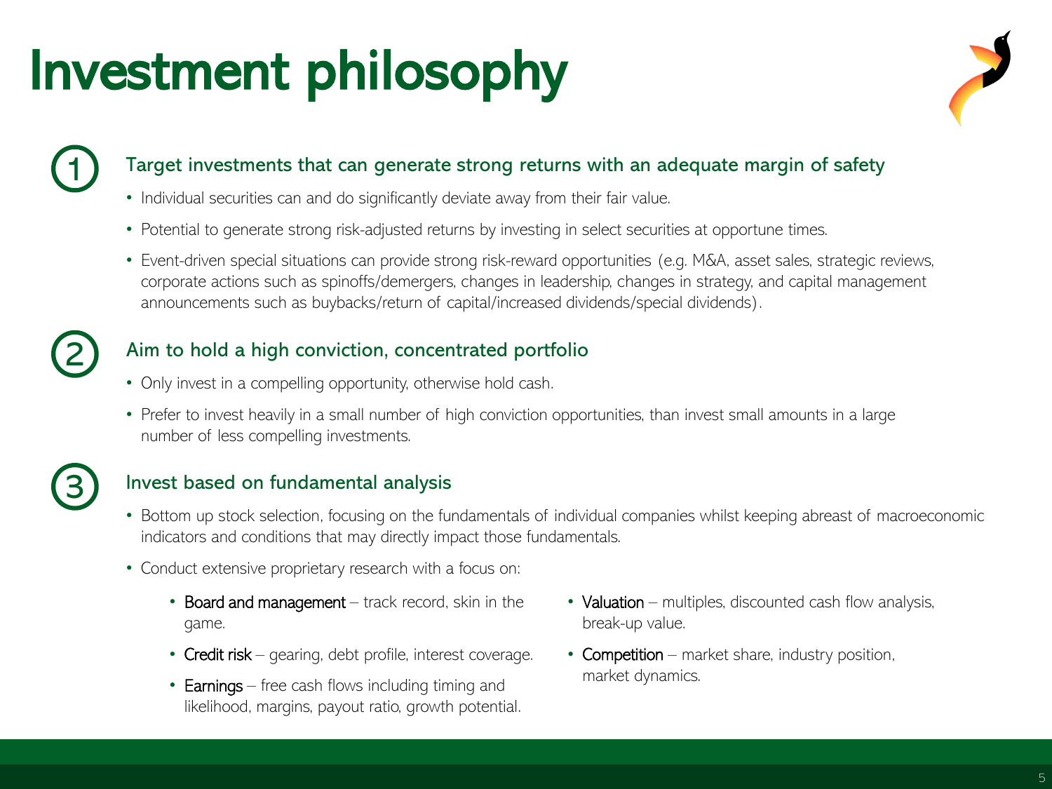# Investment philosophy

## 1. Target investments that can generate strong returns with an adequate margin of safety

- Individual securities can and do significantly deviate away from their fair value.
- Potential to generate strong risk-adjusted returns by investing in select securities at opportune times.
- Event-driven special situations can provide strong risk-reward opportunities (e.g. M&A, asset sales, strategic reviews, corporate actions such as spinoffs/demergers, changes in leadership, changes in strategy, and capital management announcements such as buybacks/return of capital/increased dividends/special dividends).

## 2. Aim to hold a high conviction, concentrated portfolio

- Only invest in a compelling opportunity, otherwise hold cash.
- Prefer to invest heavily in a small number of high conviction opportunities, than invest small amounts in a large number of less compelling investments.

## 3. Invest based on fundamental analysis

- Bottom up stock selection, focusing on the fundamentals of individual companies whilst keeping abreast of macroeconomic indicators and conditions that may directly impact those fundamentals.
- Conduct extensive proprietary research with a focus on:
  - **Board and management** – track record, skin in the game.
  - **Credit risk** – gearing, debt profile, interest coverage.
  - **Earnings** – free cash flows including timing and likelihood, margins, payout ratio, growth potential.
  - **Valuation** – multiples, discounted cash flow analysis, break-up value.
  - **Competition** – market share, industry position, market dynamics.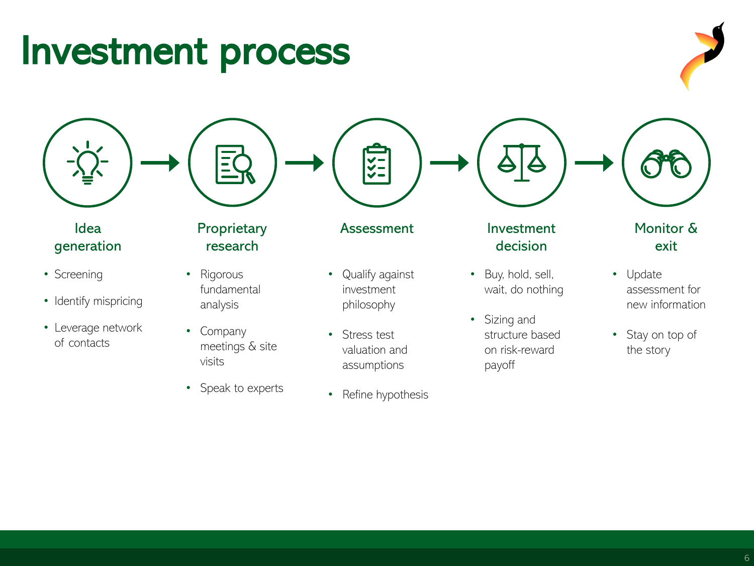# Investment process

### Idea generation

- Screening
- Identify mispricing
- Leverage network of contacts

### Proprietary research

- Rigorous fundamental analysis
- Company meetings & site visits
- Speak to experts

### Assessment

- Qualify against investment philosophy
- Stress test valuation and assumptions
- Refine hypothesis

### Investment decision

- Buy, hold, sell, wait, do nothing
- Sizing and structure based on risk-reward payoff

### Monitor & exit

- Update assessment for new information
- Stay on top of the story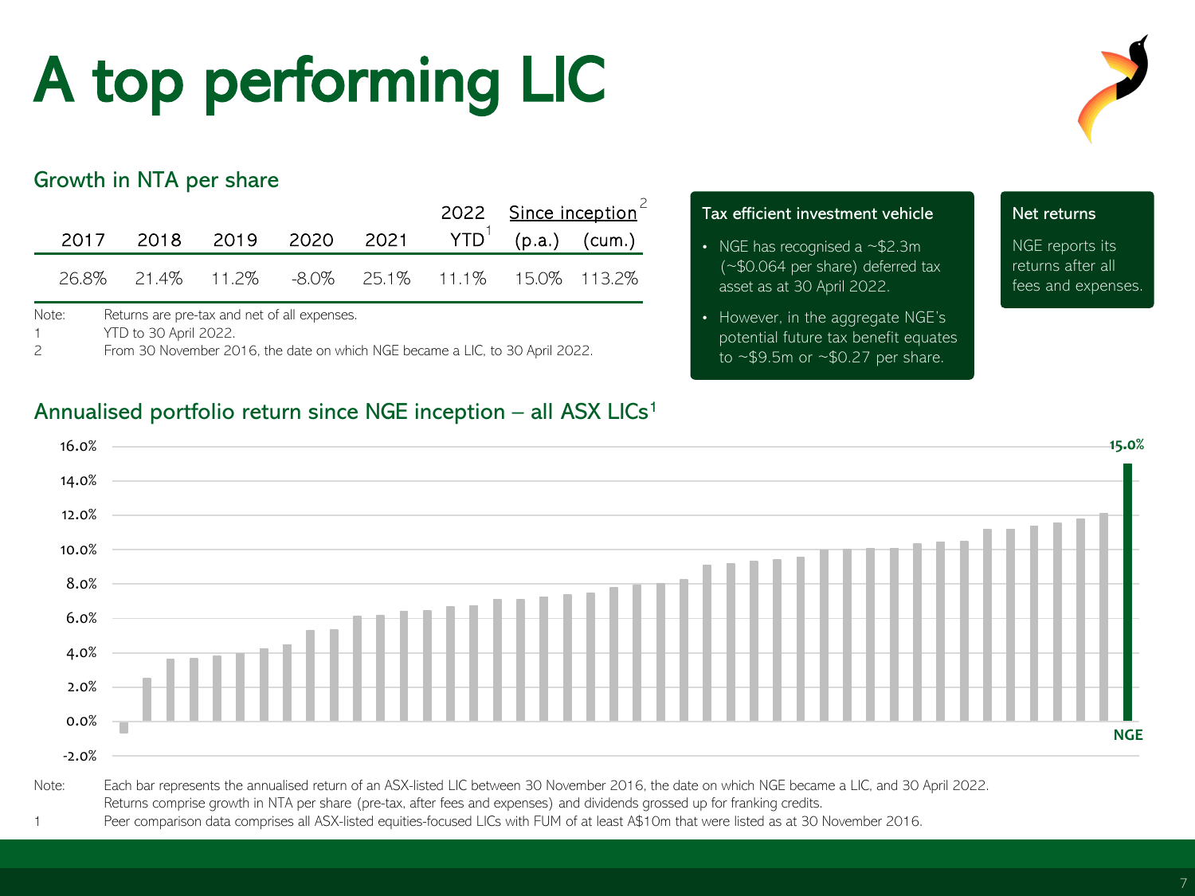# A top performing LIC

## Growth in NTA per share

| 2017 | 2018 | 2019 | 2020 | 2021 | 2022 YTD[1] | Since inception[2] (p.a.) | Since inception[2] (cum.) |
|---|---|---|---|---|---|---|---|
| 26.8% | 21.4% | 11.2% | -8.0% | 25.1% | 11.1% | 15.0% | 113.2% |

Note: Returns are pre-tax and net of all expenses.

1 YTD to 30 April 2022.

2 From 30 November 2016, the date on which NGE became a LIC, to 30 April 2022.

### Tax efficient investment vehicle

- NGE has recognised a ~$2.3m (~$0.064 per share) deferred tax asset as at 30 April 2022.
- However, in the aggregate NGE's potential future tax benefit equates to ~$9.5m or ~$0.27 per share.

### Net returns

NGE reports its returns after all fees and expenses.

## Annualised portfolio return since NGE inception – all ASX LICs[1]

NGE: 15.0%

Note: Each bar represents the annualised return of an ASX-listed LIC between 30 November 2016, the date on which NGE became a LIC, and 30 April 2022. Returns comprise growth in NTA per share (pre-tax, after fees and expenses) and dividends grossed up for franking credits.

1 Peer comparison data comprises all ASX-listed equities-focused LICs with FUM of at least A$10m that were listed as at 30 November 2016.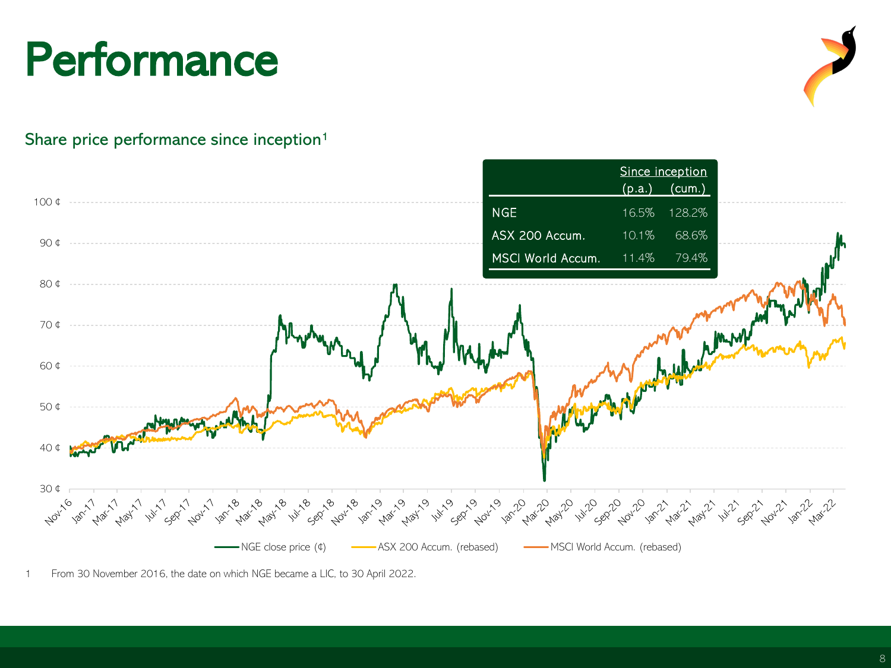# Performance

## Share price performance since inception[1]

| | Since inception (p.a.) | Since inception (cum.) |
|---|---|---|
| NGE | 16.5% | 128.2% |
| ASX 200 Accum. | 10.1% | 68.6% |
| MSCI World Accum. | 11.4% | 79.4% |

NGE close price (¢) — ASX 200 Accum. (rebased) — MSCI World Accum. (rebased)

1 From 30 November 2016, the date on which NGE became a LIC, to 30 April 2022.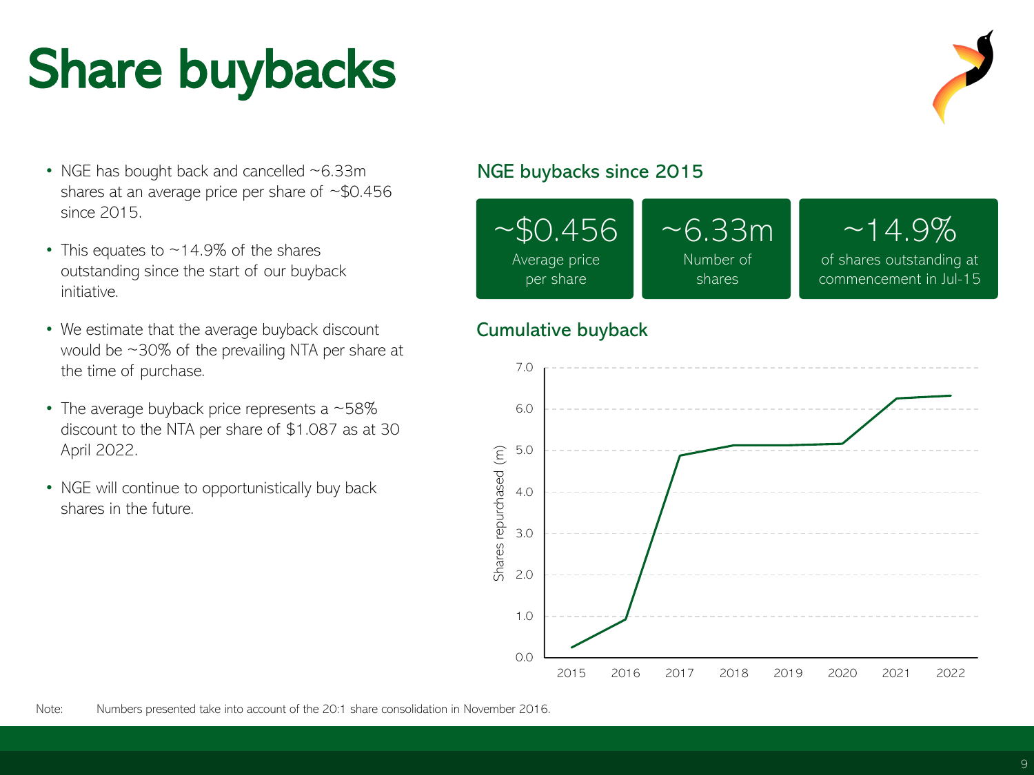# Share buybacks

- NGE has bought back and cancelled ~6.33m shares at an average price per share of ~$0.456 since 2015.
- This equates to ~14.9% of the shares outstanding since the start of our buyback initiative.
- We estimate that the average buyback discount would be ~30% of the prevailing NTA per share at the time of purchase.
- The average buyback price represents a ~58% discount to the NTA per share of $1.087 as at 30 April 2022.
- NGE will continue to opportunistically buy back shares in the future.

## NGE buybacks since 2015

| ~$0.456 | ~6.33m | ~14.9% |
| --- | --- | --- |
| Average price per share | Number of shares | of shares outstanding at commencement in Jul-15 |

## Cumulative buyback

Shares repurchased (m)

| Year | Shares repurchased (m) (approx.) |
| --- | --- |
| 2015 | 0.25 |
| 2016 | 0.9 |
| 2017 | 4.9 |
| 2018 | 5.1 |
| 2019 | 5.1 |
| 2020 | 5.2 |
| 2021 | 6.3 |
| 2022 | 6.33 |

Note: Numbers presented take into account of the 20:1 share consolidation in November 2016.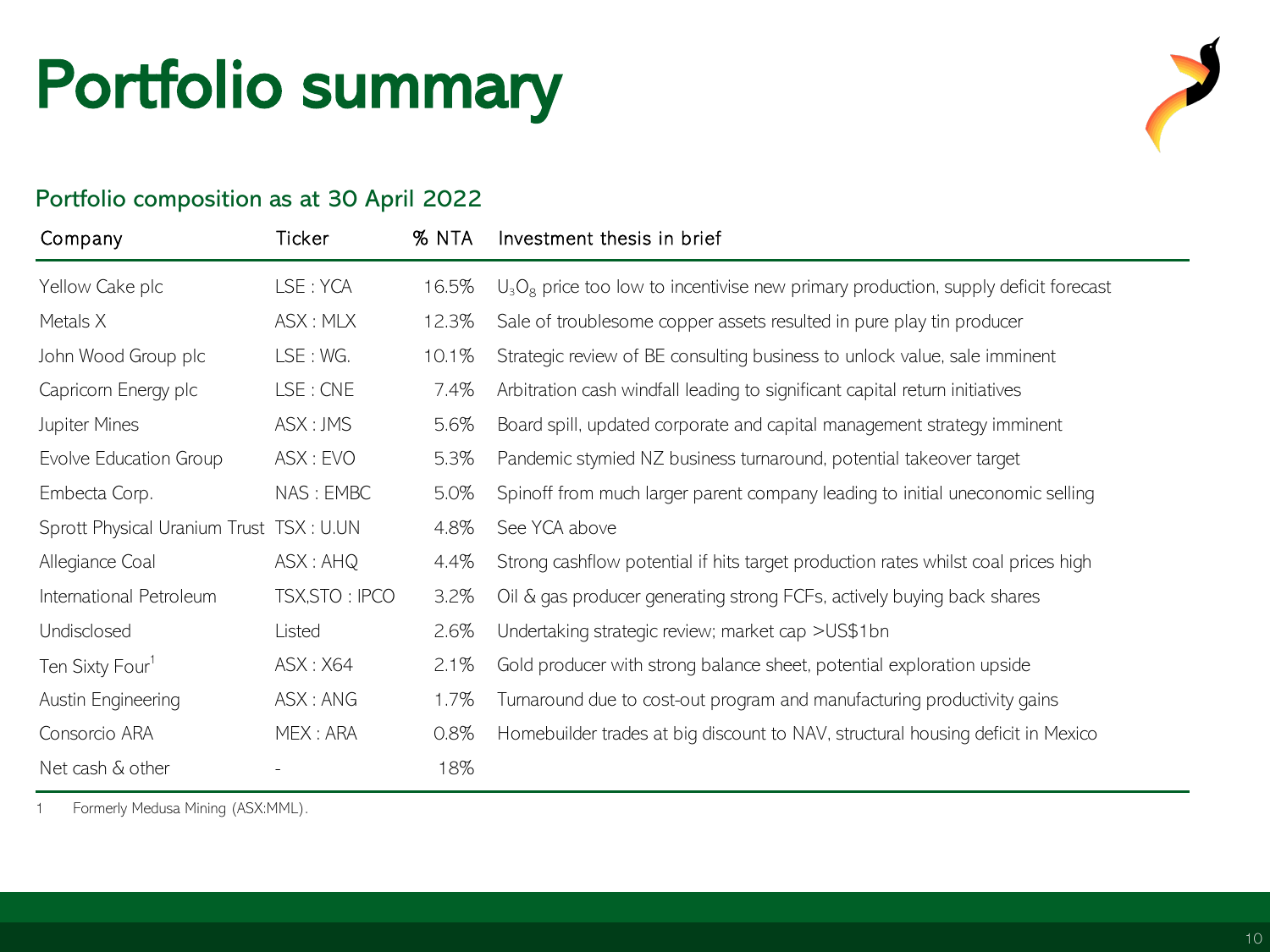# Portfolio summary

## Portfolio composition as at 30 April 2022

| Company | Ticker | % NTA | Investment thesis in brief |
|---|---|---|---|
| Yellow Cake plc | LSE : YCA | 16.5% | $U_3O_8$ price too low to incentivise new primary production, supply deficit forecast |
| Metals X | ASX : MLX | 12.3% | Sale of troublesome copper assets resulted in pure play tin producer |
| John Wood Group plc | LSE : WG. | 10.1% | Strategic review of BE consulting business to unlock value, sale imminent |
| Capricorn Energy plc | LSE : CNE | 7.4% | Arbitration cash windfall leading to significant capital return initiatives |
| Jupiter Mines | ASX : JMS | 5.6% | Board spill, updated corporate and capital management strategy imminent |
| Evolve Education Group | ASX : EVO | 5.3% | Pandemic stymied NZ business turnaround, potential takeover target |
| Embecta Corp. | NAS : EMBC | 5.0% | Spinoff from much larger parent company leading to initial uneconomic selling |
| Sprott Physical Uranium Trust | TSX : U.UN | 4.8% | See YCA above |
| Allegiance Coal | ASX : AHQ | 4.4% | Strong cashflow potential if hits target production rates whilst coal prices high |
| International Petroleum | TSX,STO : IPCO | 3.2% | Oil & gas producer generating strong FCFs, actively buying back shares |
| Undisclosed | Listed | 2.6% | Undertaking strategic review; market cap >US$1bn |
| Ten Sixty Four[1] | ASX : X64 | 2.1% | Gold producer with strong balance sheet, potential exploration upside |
| Austin Engineering | ASX : ANG | 1.7% | Turnaround due to cost-out program and manufacturing productivity gains |
| Consorcio ARA | MEX : ARA | 0.8% | Homebuilder trades at big discount to NAV, structural housing deficit in Mexico |
| Net cash & other | - | 18% | |

1 Formerly Medusa Mining (ASX:MML).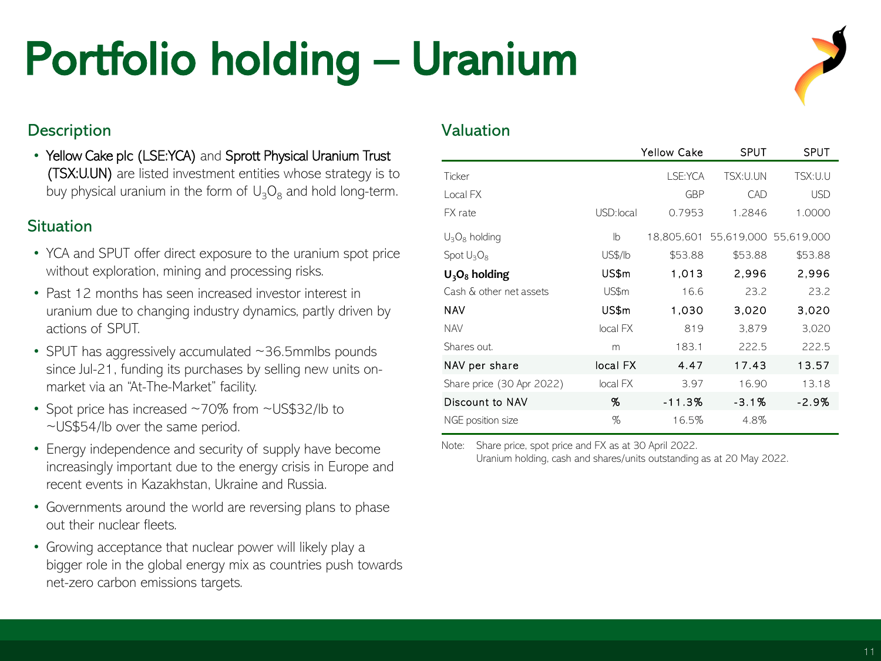# Portfolio holding – Uranium

## Description

- **Yellow Cake plc (LSE:YCA)** and **Sprott Physical Uranium Trust (TSX:U.UN)** are listed investment entities whose strategy is to buy physical uranium in the form of $U_3O_8$ and hold long-term.

## Situation

- YCA and SPUT offer direct exposure to the uranium spot price without exploration, mining and processing risks.
- Past 12 months has seen increased investor interest in uranium due to changing industry dynamics, partly driven by actions of SPUT.
- SPUT has aggressively accumulated ~36.5mmlbs pounds since Jul-21, funding its purchases by selling new units on-market via an "At-The-Market" facility.
- Spot price has increased ~70% from ~US$32/lb to ~US$54/lb over the same period.
- Energy independence and security of supply have become increasingly important due to the energy crisis in Europe and recent events in Kazakhstan, Ukraine and Russia.
- Governments around the world are reversing plans to phase out their nuclear fleets.
- Growing acceptance that nuclear power will likely play a bigger role in the global energy mix as countries push towards net-zero carbon emissions targets.

## Valuation

| | | Yellow Cake | SPUT | SPUT |
|---|---|---|---|---|
| Ticker | | LSE:YCA | TSX:U.UN | TSX:U.U |
| Local FX | | GBP | CAD | USD |
| FX rate | USD:local | 0.7953 | 1.2846 | 1.0000 |
| $U_3O_8$ holding | lb | 18,805,601 | 55,619,000 | 55,619,000 |
| Spot $U_3O_8$ | US$/lb | $53.88 | $53.88 | $53.88 |
| **$U_3O_8$ holding** | **US$m** | **1,013** | **2,996** | **2,996** |
| Cash & other net assets | US$m | 16.6 | 23.2 | 23.2 |
| **NAV** | **US$m** | **1,030** | **3,020** | **3,020** |
| NAV | local FX | 819 | 3,879 | 3,020 |
| Shares out. | m | 183.1 | 222.5 | 222.5 |
| **NAV per share** | **local FX** | **4.47** | **17.43** | **13.57** |
| Share price (30 Apr 2022) | local FX | 3.97 | 16.90 | 13.18 |
| **Discount to NAV** | **%** | **-11.3%** | **-3.1%** | **-2.9%** |
| NGE position size | % | 16.5% | 4.8% | |

Note: Share price, spot price and FX as at 30 April 2022.
Uranium holding, cash and shares/units outstanding as at 20 May 2022.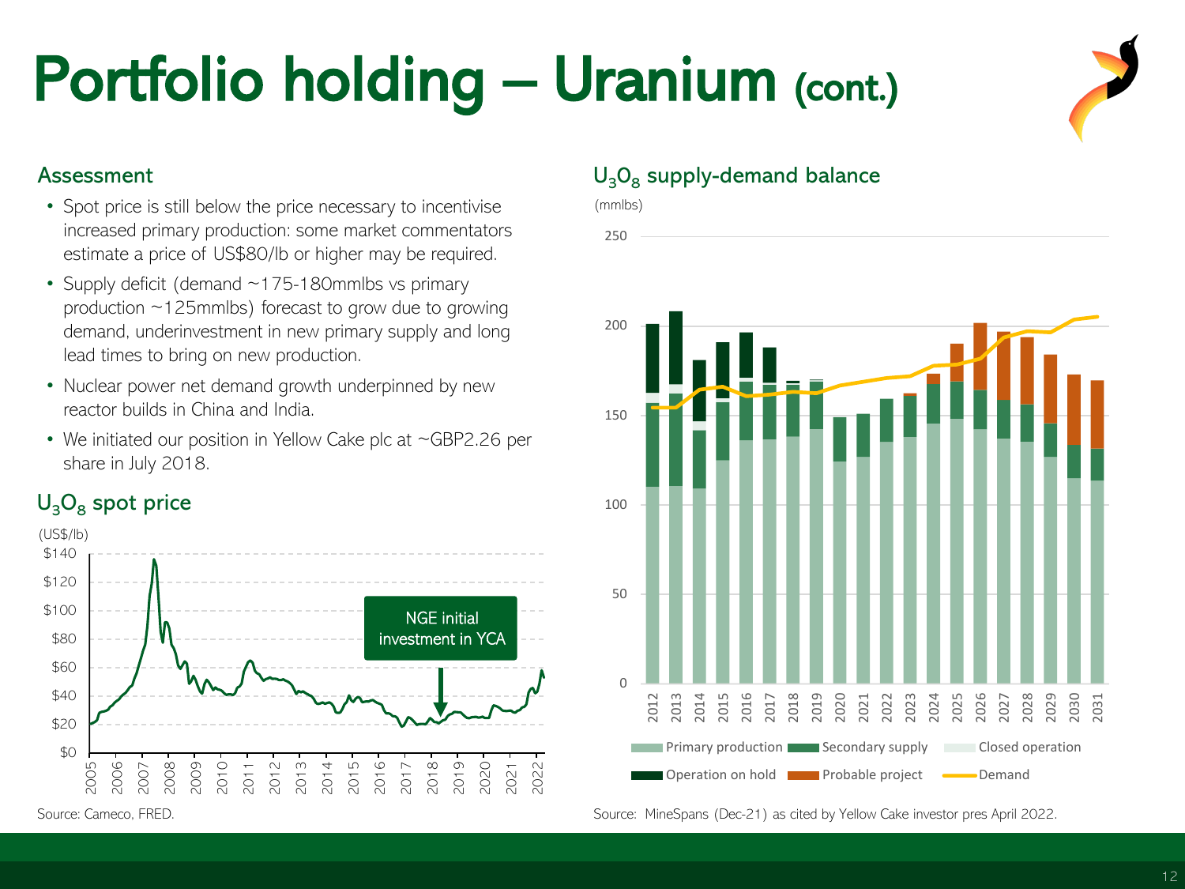# Portfolio holding – Uranium (cont.)

## Assessment

- Spot price is still below the price necessary to incentivise increased primary production: some market commentators estimate a price of US$80/lb or higher may be required.
- Supply deficit (demand ~175-180mmlbs vs primary production ~125mmlbs) forecast to grow due to growing demand, underinvestment in new primary supply and long lead times to bring on new production.
- Nuclear power net demand growth underpinned by new reactor builds in China and India.
- We initiated our position in Yellow Cake plc at ~GBP2.26 per share in July 2018.

## $U_3O_8$ spot price

(US$/lb)

Source: Cameco, FRED.

## $U_3O_8$ supply-demand balance

(mmlbs)

Source: MineSpans (Dec-21) as cited by Yellow Cake investor pres April 2022.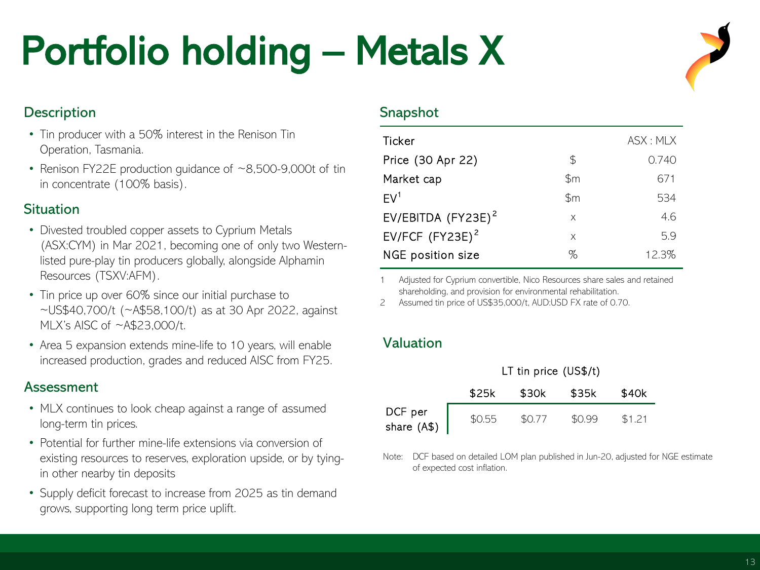# Portfolio holding – Metals X

## Description

- Tin producer with a 50% interest in the Renison Tin Operation, Tasmania.
- Renison FY22E production guidance of ~8,500-9,000t of tin in concentrate (100% basis).

## Situation

- Divested troubled copper assets to Cyprium Metals (ASX:CYM) in Mar 2021, becoming one of only two Western-listed pure-play tin producers globally, alongside Alphamin Resources (TSXV:AFM).
- Tin price up over 60% since our initial purchase to ~US$40,700/t (~A$58,100/t) as at 30 Apr 2022, against MLX's AISC of ~A$23,000/t.
- Area 5 expansion extends mine-life to 10 years, will enable increased production, grades and reduced AISC from FY25.

## Assessment

- MLX continues to look cheap against a range of assumed long-term tin prices.
- Potential for further mine-life extensions via conversion of existing resources to reserves, exploration upside, or by tying-in other nearby tin deposits
- Supply deficit forecast to increase from 2025 as tin demand grows, supporting long term price uplift.

## Snapshot

| Ticker | | ASX : MLX |
|---|---|---|
| Price (30 Apr 22) | $ | 0.740 |
| Market cap | $m | 671 |
| EV[1] | $m | 534 |
| EV/EBITDA (FY23E)[2] | x | 4.6 |
| EV/FCF (FY23E)[2] | x | 5.9 |
| NGE position size | % | 12.3% |

1 Adjusted for Cyprium convertible, Nico Resources share sales and retained shareholding, and provision for environmental rehabilitation.

2 Assumed tin price of US$35,000/t, AUD:USD FX rate of 0.70.

## Valuation

| | LT tin price (US$/t) | | | |
|---|---|---|---|---|
| | $25k | $30k | $35k | $40k |
| DCF per share (A$) | $0.55 | $0.77 | $0.99 | $1.21 |

Note: DCF based on detailed LOM plan published in Jun-20, adjusted for NGE estimate of expected cost inflation.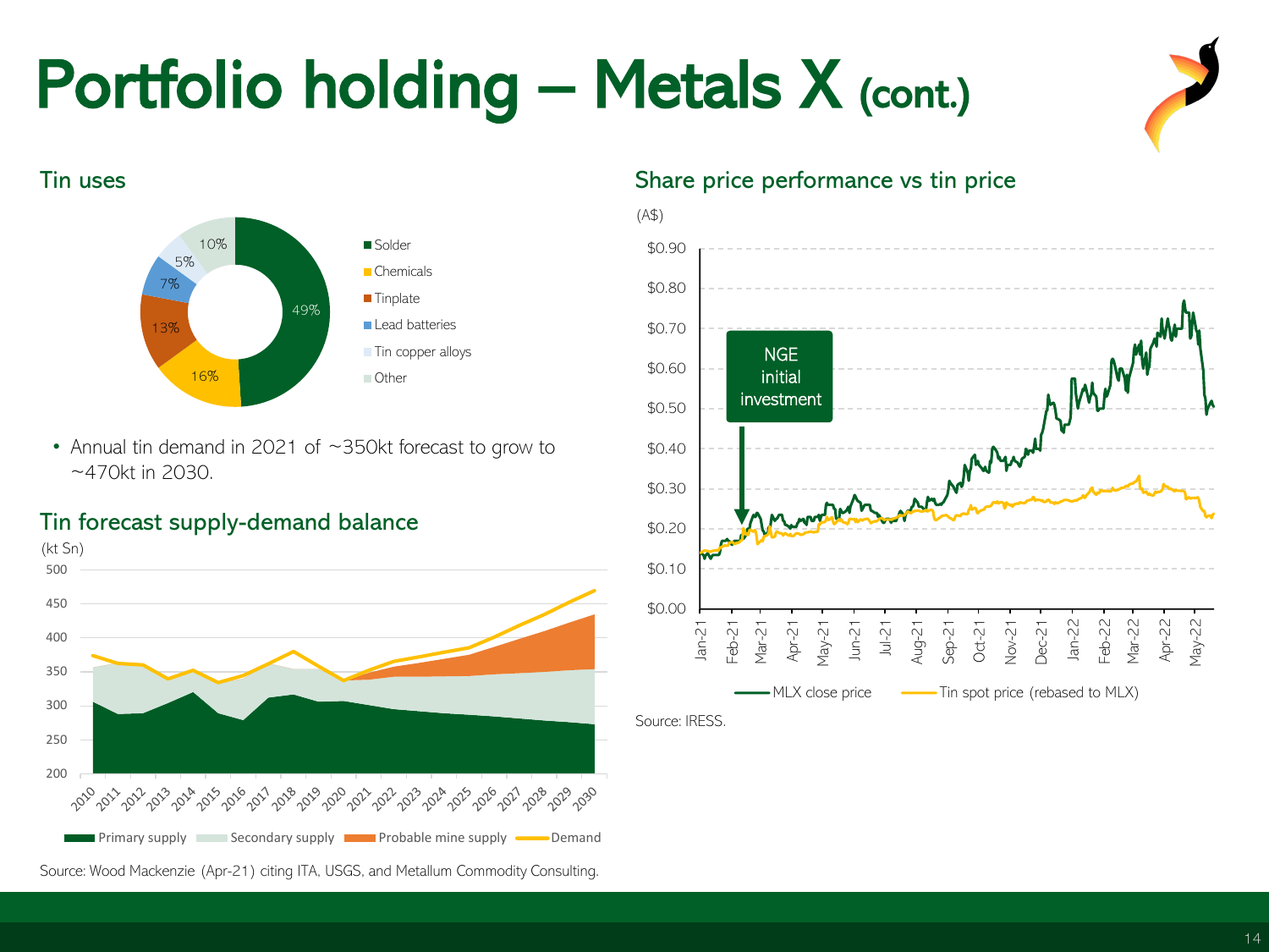# Portfolio holding – Metals X (cont.)

## Tin uses

| Use | Share |
|---|---|
| Solder | 49% |
| Chemicals | 16% |
| Tinplate | 13% |
| Lead batteries | 7% |
| Tin copper alloys | 5% |
| Other | 10% |

- Annual tin demand in 2021 of ~350kt forecast to grow to ~470kt in 2030.

## Tin forecast supply-demand balance

(kt Sn)

Primary supply, Secondary supply, Probable mine supply, Demand (2010–2030)

Source: Wood Mackenzie (Apr-21) citing ITA, USGS, and Metallum Commodity Consulting.

## Share price performance vs tin price

(A$)

MLX close price, Tin spot price (rebased to MLX), Jan-21 to May-22

NGE initial investment

Source: IRESS.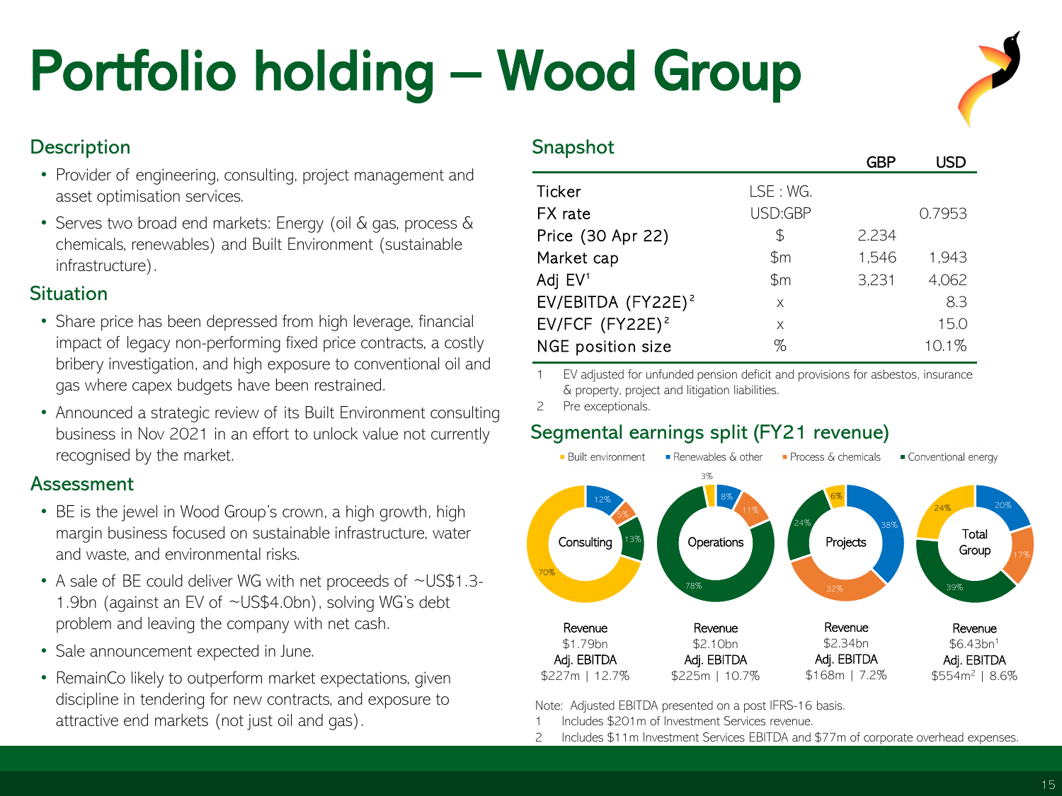# Portfolio holding – Wood Group

## Description

- Provider of engineering, consulting, project management and asset optimisation services.
- Serves two broad end markets: Energy (oil & gas, process & chemicals, renewables) and Built Environment (sustainable infrastructure).

## Situation

- Share price has been depressed from high leverage, financial impact of legacy non-performing fixed price contracts, a costly bribery investigation, and high exposure to conventional oil and gas where capex budgets have been restrained.
- Announced a strategic review of its Built Environment consulting business in Nov 2021 in an effort to unlock value not currently recognised by the market.

## Assessment

- BE is the jewel in Wood Group's crown, a high growth, high margin business focused on sustainable infrastructure, water and waste, and environmental risks.
- A sale of BE could deliver WG with net proceeds of ~US$1.3-1.9bn (against an EV of ~US$4.0bn), solving WG's debt problem and leaving the company with net cash.
- Sale announcement expected in June.
- RemainCo likely to outperform market expectations, given discipline in tendering for new contracts, and exposure to attractive end markets (not just oil and gas).

## Snapshot

| | | GBP | USD |
|---|---|---|---|
| Ticker | LSE : WG. | | |
| FX rate | USD:GBP | | 0.7953 |
| Price (30 Apr 22) | $ | 2.234 | |
| Market cap | $m | 1,546 | 1,943 |
| Adj EV[1] | $m | 3,231 | 4,062 |
| EV/EBITDA (FY22E)[2] | x | | 8.3 |
| EV/FCF (FY22E)[2] | x | | 15.0 |
| NGE position size | % | | 10.1% |

1 EV adjusted for unfunded pension deficit and provisions for asbestos, insurance & property, project and litigation liabilities.

2 Pre exceptionals.

## Segmental earnings split (FY21 revenue)

| | Consulting | Operations | Projects | Total Group |
|---|---|---|---|---|
| Built environment | 70% | 3% | 6% | 24% |
| Renewables & other | 12% | 8% | 38% | 20% |
| Process & chemicals | 5% | 11% | 32% | 17% |
| Conventional energy | 13% | 78% | 24% | 39% |
| Revenue | $1.79bn | $2.10bn | $2.34bn | $6.43bn[1] |
| Adj. EBITDA | $227m \| 12.7% | $225m \| 10.7% | $168m \| 7.2% | $554m[2] \| 8.6% |

Note: Adjusted EBITDA presented on a post IFRS-16 basis.

1 Includes $201m of Investment Services revenue.

2 Includes $11m Investment Services EBITDA and $77m of corporate overhead expenses.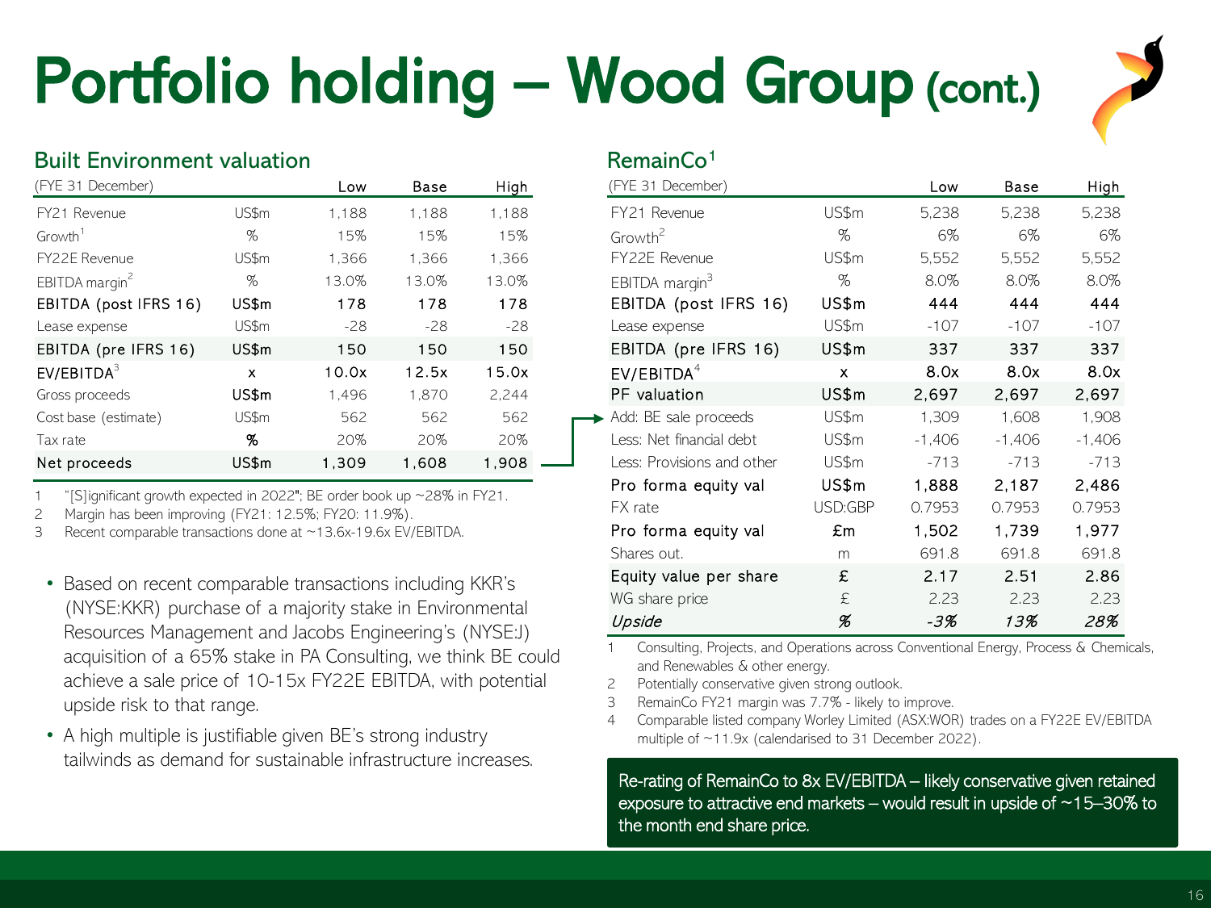# Portfolio holding – Wood Group (cont.)

## Built Environment valuation

| (FYE 31 December) | | Low | Base | High |
|---|---|---|---|---|
| FY21 Revenue | US$m | 1,188 | 1,188 | 1,188 |
| Growth[1] | % | 15% | 15% | 15% |
| FY22E Revenue | US$m | 1,366 | 1,366 | 1,366 |
| EBITDA margin[2] | % | 13.0% | 13.0% | 13.0% |
| **EBITDA (post IFRS 16)** | **US$m** | **178** | **178** | **178** |
| Lease expense | US$m | -28 | -28 | -28 |
| **EBITDA (pre IFRS 16)** | **US$m** | **150** | **150** | **150** |
| EV/EBITDA[3] | x | 10.0x | 12.5x | 15.0x |
| Gross proceeds | US$m | 1,496 | 1,870 | 2,244 |
| Cost base (estimate) | US$m | 562 | 562 | 562 |
| Tax rate | % | 20% | 20% | 20% |
| **Net proceeds** | **US$m** | **1,309** | **1,608** | **1,908** |

1. "[S]ignificant growth expected in 2022"; BE order book up ~28% in FY21.
2. Margin has been improving (FY21: 12.5%; FY20: 11.9%).
3. Recent comparable transactions done at ~13.6x-19.6x EV/EBITDA.

- Based on recent comparable transactions including KKR's (NYSE:KKR) purchase of a majority stake in Environmental Resources Management and Jacobs Engineering's (NYSE:J) acquisition of a 65% stake in PA Consulting, we think BE could achieve a sale price of 10-15x FY22E EBITDA, with potential upside risk to that range.
- A high multiple is justifiable given BE's strong industry tailwinds as demand for sustainable infrastructure increases.

## RemainCo[1]

| (FYE 31 December) | | Low | Base | High |
|---|---|---|---|---|
| FY21 Revenue | US$m | 5,238 | 5,238 | 5,238 |
| Growth[2] | % | 6% | 6% | 6% |
| FY22E Revenue | US$m | 5,552 | 5,552 | 5,552 |
| EBITDA margin[3] | % | 8.0% | 8.0% | 8.0% |
| **EBITDA (post IFRS 16)** | **US$m** | **444** | **444** | **444** |
| Lease expense | US$m | -107 | -107 | -107 |
| **EBITDA (pre IFRS 16)** | **US$m** | **337** | **337** | **337** |
| EV/EBITDA[4] | x | 8.0x | 8.0x | 8.0x |
| **PF valuation** | **US$m** | **2,697** | **2,697** | **2,697** |
| Add: BE sale proceeds | US$m | 1,309 | 1,608 | 1,908 |
| Less: Net financial debt | US$m | -1,406 | -1,406 | -1,406 |
| Less: Provisions and other | US$m | -713 | -713 | -713 |
| **Pro forma equity val** | **US$m** | **1,888** | **2,187** | **2,486** |
| FX rate | USD:GBP | 0.7953 | 0.7953 | 0.7953 |
| **Pro forma equity val** | **£m** | **1,502** | **1,739** | **1,977** |
| Shares out. | m | 691.8 | 691.8 | 691.8 |
| **Equity value per share** | **£** | **2.17** | **2.51** | **2.86** |
| WG share price | £ | 2.23 | 2.23 | 2.23 |
| ***Upside*** | ***%*** | ***-3%*** | ***13%*** | ***28%*** |

1. Consulting, Projects, and Operations across Conventional Energy, Process & Chemicals, and Renewables & other energy.
2. Potentially conservative given strong outlook.
3. RemainCo FY21 margin was 7.7% - likely to improve.
4. Comparable listed company Worley Limited (ASX:WOR) trades on a FY22E EV/EBITDA multiple of ~11.9x (calendarised to 31 December 2022).

Re-rating of RemainCo to 8x EV/EBITDA – likely conservative given retained exposure to attractive end markets – would result in upside of ~15–30% to the month end share price.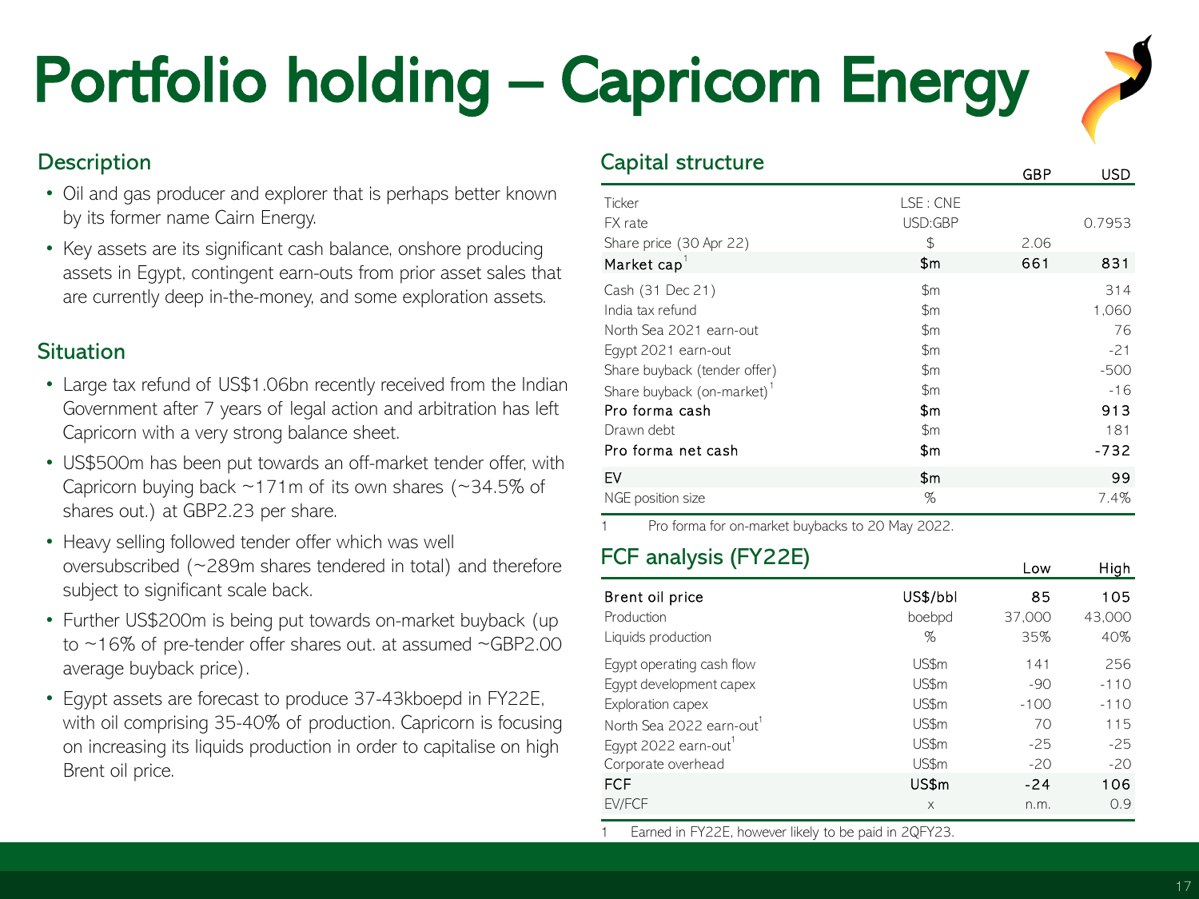# Portfolio holding – Capricorn Energy

## Description

- Oil and gas producer and explorer that is perhaps better known by its former name Cairn Energy.
- Key assets are its significant cash balance, onshore producing assets in Egypt, contingent earn-outs from prior asset sales that are currently deep in-the-money, and some exploration assets.

## Situation

- Large tax refund of US$1.06bn recently received from the Indian Government after 7 years of legal action and arbitration has left Capricorn with a very strong balance sheet.
- US$500m has been put towards an off-market tender offer, with Capricorn buying back ~171m of its own shares (~34.5% of shares out.) at GBP2.23 per share.
- Heavy selling followed tender offer which was well oversubscribed (~289m shares tendered in total) and therefore subject to significant scale back.
- Further US$200m is being put towards on-market buyback (up to ~16% of pre-tender offer shares out. at assumed ~GBP2.00 average buyback price).
- Egypt assets are forecast to produce 37-43kboepd in FY22E, with oil comprising 35-40% of production. Capricorn is focusing on increasing its liquids production in order to capitalise on high Brent oil price.

## Capital structure

| | | GBP | USD |
|---|---|---|---|
| Ticker | LSE : CNE | | |
| FX rate | USD:GBP | | 0.7953 |
| Share price (30 Apr 22) | $ | 2.06 | |
| **Market cap**[1] | **$m** | **661** | **831** |
| Cash (31 Dec 21) | $m | | 314 |
| India tax refund | $m | | 1,060 |
| North Sea 2021 earn-out | $m | | 76 |
| Egypt 2021 earn-out | $m | | -21 |
| Share buyback (tender offer) | $m | | -500 |
| Share buyback (on-market)[1] | $m | | -16 |
| **Pro forma cash** | **$m** | | **913** |
| Drawn debt | $m | | 181 |
| **Pro forma net cash** | **$m** | | **-732** |
| **EV** | **$m** | | **99** |
| NGE position size | % | | 7.4% |

1 Pro forma for on-market buybacks to 20 May 2022.

## FCF analysis (FY22E)

| | | Low | High |
|---|---|---|---|
| **Brent oil price** | **US$/bbl** | **85** | **105** |
| Production | boebpd | 37,000 | 43,000 |
| Liquids production | % | 35% | 40% |
| Egypt operating cash flow | US$m | 141 | 256 |
| Egypt development capex | US$m | -90 | -110 |
| Exploration capex | US$m | -100 | -110 |
| North Sea 2022 earn-out[1] | US$m | 70 | 115 |
| Egypt 2022 earn-out[1] | US$m | -25 | -25 |
| Corporate overhead | US$m | -20 | -20 |
| **FCF** | **US$m** | **-24** | **106** |
| EV/FCF | x | n.m. | 0.9 |

1 Earned in FY22E, however likely to be paid in 2QFY23.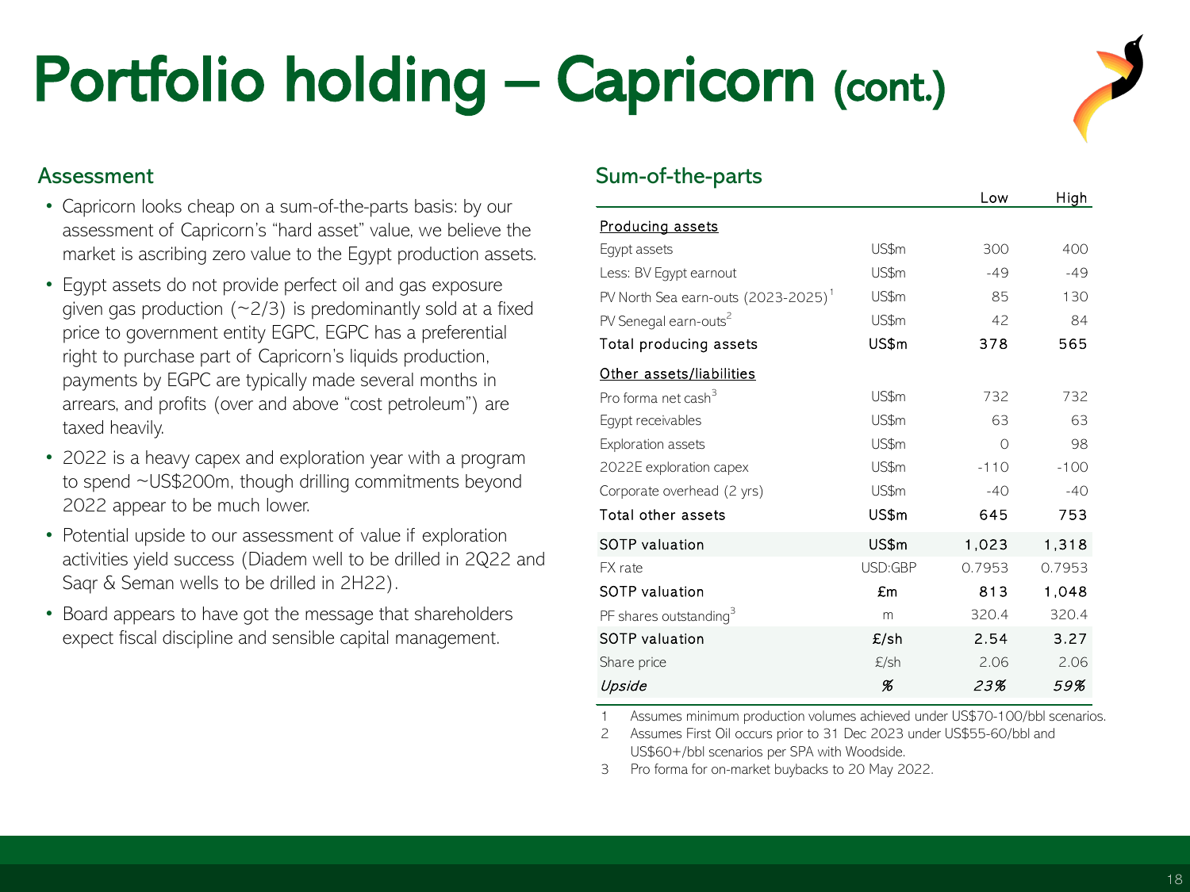# Portfolio holding – Capricorn (cont.)

## Assessment

- Capricorn looks cheap on a sum-of-the-parts basis: by our assessment of Capricorn's "hard asset" value, we believe the market is ascribing zero value to the Egypt production assets.
- Egypt assets do not provide perfect oil and gas exposure given gas production (~2/3) is predominantly sold at a fixed price to government entity EGPC, EGPC has a preferential right to purchase part of Capricorn's liquids production, payments by EGPC are typically made several months in arrears, and profits (over and above "cost petroleum") are taxed heavily.
- 2022 is a heavy capex and exploration year with a program to spend ~US$200m, though drilling commitments beyond 2022 appear to be much lower.
- Potential upside to our assessment of value if exploration activities yield success (Diadem well to be drilled in 2Q22 and Saqr & Seman wells to be drilled in 2H22).
- Board appears to have got the message that shareholders expect fiscal discipline and sensible capital management.

## Sum-of-the-parts

| | | Low | High |
|---|---|---|---|
| Producing assets | | | |
| Egypt assets | US$m | 300 | 400 |
| Less: BV Egypt earnout | US$m | -49 | -49 |
| PV North Sea earn-outs (2023-2025)[1] | US$m | 85 | 130 |
| PV Senegal earn-outs[2] | US$m | 42 | 84 |
| **Total producing assets** | **US$m** | **378** | **565** |
| Other assets/liabilities | | | |
| Pro forma net cash[3] | US$m | 732 | 732 |
| Egypt receivables | US$m | 63 | 63 |
| Exploration assets | US$m | 0 | 98 |
| 2022E exploration capex | US$m | -110 | -100 |
| Corporate overhead (2 yrs) | US$m | -40 | -40 |
| **Total other assets** | **US$m** | **645** | **753** |
| **SOTP valuation** | **US$m** | **1,023** | **1,318** |
| FX rate | USD:GBP | 0.7953 | 0.7953 |
| **SOTP valuation** | **£m** | **813** | **1,048** |
| PF shares outstanding[3] | m | 320.4 | 320.4 |
| **SOTP valuation** | **£/sh** | **2.54** | **3.27** |
| Share price | £/sh | 2.06 | 2.06 |
| *Upside* | *%* | *23%* | *59%* |

1 Assumes minimum production volumes achieved under US$70-100/bbl scenarios.
2 Assumes First Oil occurs prior to 31 Dec 2023 under US$55-60/bbl and US$60+/bbl scenarios per SPA with Woodside.
3 Pro forma for on-market buybacks to 20 May 2022.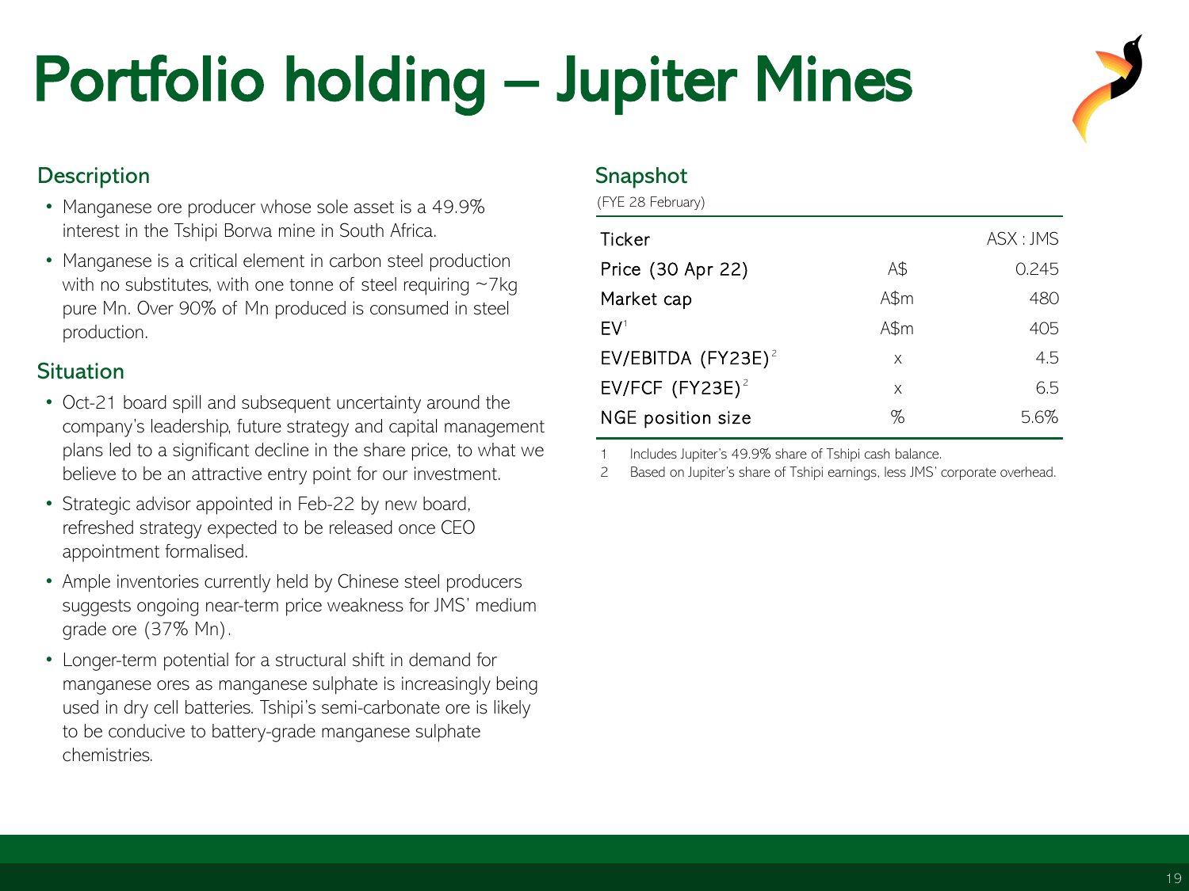# Portfolio holding – Jupiter Mines

## Description

- Manganese ore producer whose sole asset is a 49.9% interest in the Tshipi Borwa mine in South Africa.
- Manganese is a critical element in carbon steel production with no substitutes, with one tonne of steel requiring ~7kg pure Mn. Over 90% of Mn produced is consumed in steel production.

## Situation

- Oct-21 board spill and subsequent uncertainty around the company's leadership, future strategy and capital management plans led to a significant decline in the share price, to what we believe to be an attractive entry point for our investment.
- Strategic advisor appointed in Feb-22 by new board, refreshed strategy expected to be released once CEO appointment formalised.
- Ample inventories currently held by Chinese steel producers suggests ongoing near-term price weakness for JMS' medium grade ore (37% Mn).
- Longer-term potential for a structural shift in demand for manganese ores as manganese sulphate is increasingly being used in dry cell batteries. Tshipi's semi-carbonate ore is likely to be conducive to battery-grade manganese sulphate chemistries.

## Snapshot

(FYE 28 February)

| | | |
|---|---|---|
| Ticker | | ASX : JMS |
| Price (30 Apr 22) | A$ | 0.245 |
| Market cap | A$m | 480 |
| EV[1] | A$m | 405 |
| EV/EBITDA (FY23E)[2] | x | 4.5 |
| EV/FCF (FY23E)[2] | x | 6.5 |
| NGE position size | % | 5.6% |

1 Includes Jupiter's 49.9% share of Tshipi cash balance.

2 Based on Jupiter's share of Tshipi earnings, less JMS' corporate overhead.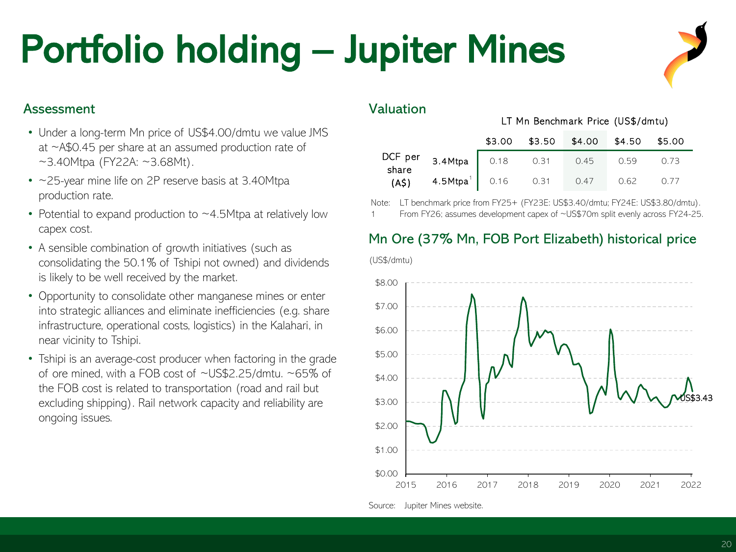# Portfolio holding – Jupiter Mines

## Assessment

- Under a long-term Mn price of US$4.00/dmtu we value JMS at ~A$0.45 per share at an assumed production rate of ~3.40Mtpa (FY22A: ~3.68Mt).
- ~25-year mine life on 2P reserve basis at 3.40Mtpa production rate.
- Potential to expand production to ~4.5Mtpa at relatively low capex cost.
- A sensible combination of growth initiatives (such as consolidating the 50.1% of Tshipi not owned) and dividends is likely to be well received by the market.
- Opportunity to consolidate other manganese mines or enter into strategic alliances and eliminate inefficiencies (e.g. share infrastructure, operational costs, logistics) in the Kalahari, in near vicinity to Tshipi.
- Tshipi is an average-cost producer when factoring in the grade of ore mined, with a FOB cost of ~US$2.25/dmtu. ~65% of the FOB cost is related to transportation (road and rail but excluding shipping). Rail network capacity and reliability are ongoing issues.

## Valuation

| | | LT Mn Benchmark Price (US$/dmtu) | | | | |
|---|---|---|---|---|---|---|
| | | $3.00 | $3.50 | $4.00 | $4.50 | $5.00 |
| DCF per share (A$) | 3.4Mtpa | 0.18 | 0.31 | 0.45 | 0.59 | 0.73 |
| | 4.5Mtpa[1] | 0.16 | 0.31 | 0.47 | 0.62 | 0.77 |

Note: LT benchmark price from FY25+ (FY23E: US$3.40/dmtu; FY24E: US$3.80/dmtu).
1 From FY26; assumes development capex of ~US$70m split evenly across FY24-25.

## Mn Ore (37% Mn, FOB Port Elizabeth) historical price

(US$/dmtu)

Source: Jupiter Mines website.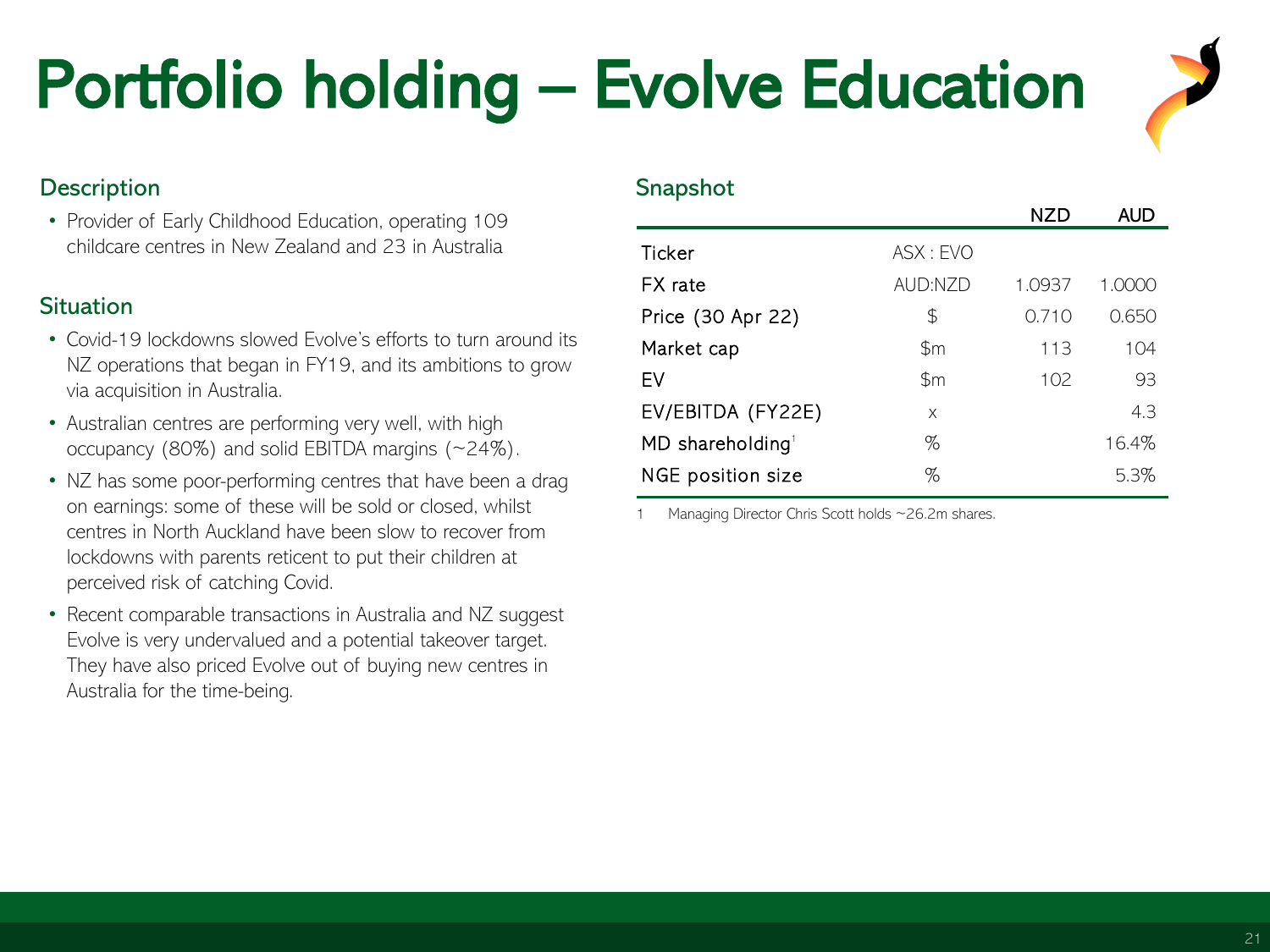# Portfolio holding – Evolve Education

## Description

- Provider of Early Childhood Education, operating 109 childcare centres in New Zealand and 23 in Australia

## Situation

- Covid-19 lockdowns slowed Evolve's efforts to turn around its NZ operations that began in FY19, and its ambitions to grow via acquisition in Australia.
- Australian centres are performing very well, with high occupancy (80%) and solid EBITDA margins (~24%).
- NZ has some poor-performing centres that have been a drag on earnings: some of these will be sold or closed, whilst centres in North Auckland have been slow to recover from lockdowns with parents reticent to put their children at perceived risk of catching Covid.
- Recent comparable transactions in Australia and NZ suggest Evolve is very undervalued and a potential takeover target. They have also priced Evolve out of buying new centres in Australia for the time-being.

## Snapshot

| | | NZD | AUD |
|---|---|---|---|
| Ticker | ASX : EVO | | |
| FX rate | AUD:NZD | 1.0937 | 1.0000 |
| Price (30 Apr 22) | $ | 0.710 | 0.650 |
| Market cap | $m | 113 | 104 |
| EV | $m | 102 | 93 |
| EV/EBITDA (FY22E) | x | | 4.3 |
| MD shareholding[1] | % | | 16.4% |
| NGE position size | % | | 5.3% |

1 Managing Director Chris Scott holds ~26.2m shares.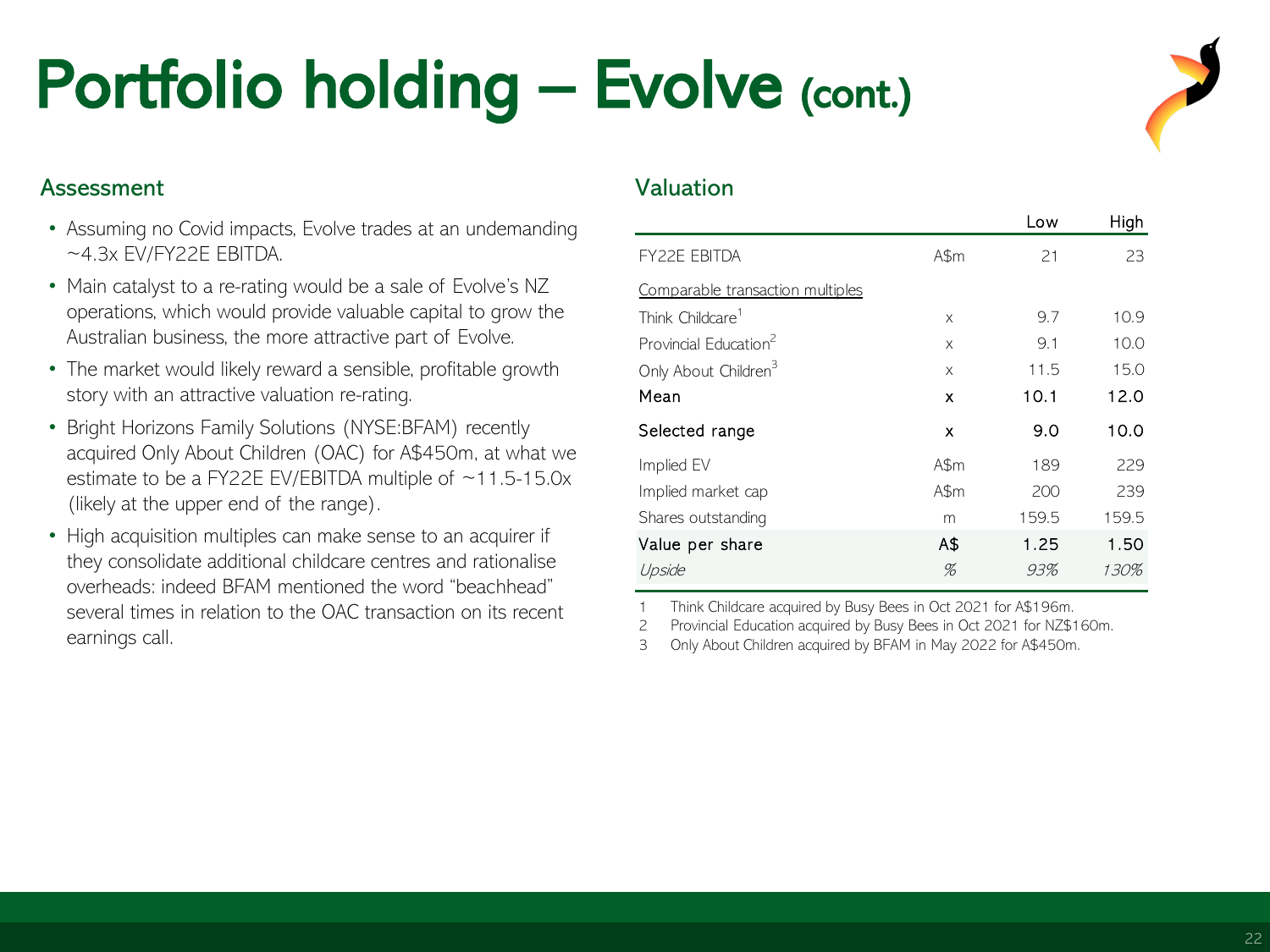# Portfolio holding – Evolve (cont.)

## Assessment

- Assuming no Covid impacts, Evolve trades at an undemanding ~4.3x EV/FY22E EBITDA.
- Main catalyst to a re-rating would be a sale of Evolve's NZ operations, which would provide valuable capital to grow the Australian business, the more attractive part of Evolve.
- The market would likely reward a sensible, profitable growth story with an attractive valuation re-rating.
- Bright Horizons Family Solutions (NYSE:BFAM) recently acquired Only About Children (OAC) for A$450m, at what we estimate to be a FY22E EV/EBITDA multiple of ~11.5-15.0x (likely at the upper end of the range).
- High acquisition multiples can make sense to an acquirer if they consolidate additional childcare centres and rationalise overheads: indeed BFAM mentioned the word "beachhead" several times in relation to the OAC transaction on its recent earnings call.

## Valuation

| | | Low | High |
|---|---|---|---|
| FY22E EBITDA | A$m | 21 | 23 |
| Comparable transaction multiples | | | |
| Think Childcare[1] | x | 9.7 | 10.9 |
| Provincial Education[2] | x | 9.1 | 10.0 |
| Only About Children[3] | x | 11.5 | 15.0 |
| Mean | x | 10.1 | 12.0 |
| Selected range | x | 9.0 | 10.0 |
| Implied EV | A$m | 189 | 229 |
| Implied market cap | A$m | 200 | 239 |
| Shares outstanding | m | 159.5 | 159.5 |
| **Value per share** | A$ | 1.25 | 1.50 |
| *Upside* | *%* | *93%* | *130%* |

1 Think Childcare acquired by Busy Bees in Oct 2021 for A$196m.
2 Provincial Education acquired by Busy Bees in Oct 2021 for NZ$160m.
3 Only About Children acquired by BFAM in May 2022 for A$450m.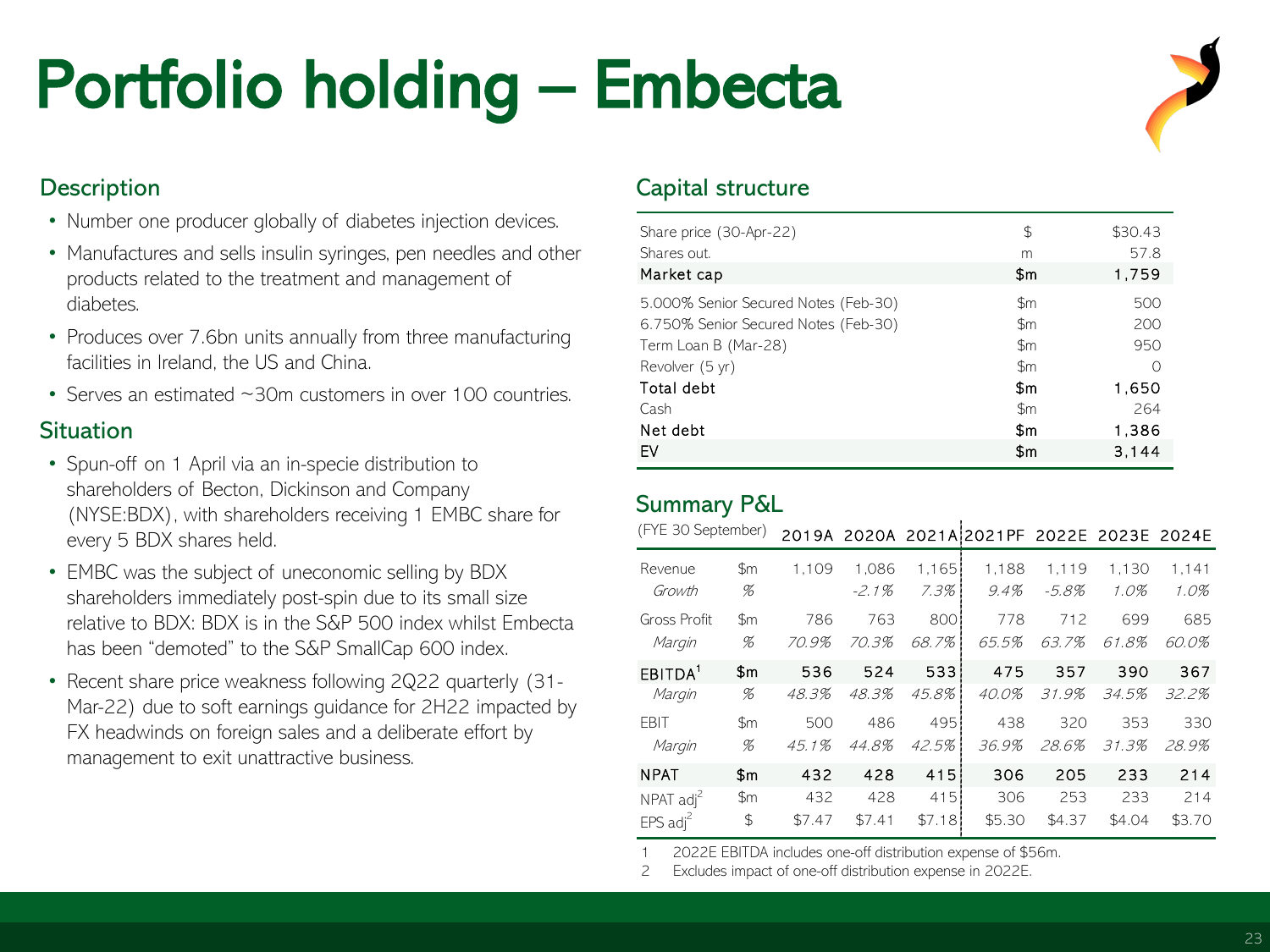# Portfolio holding – Embecta

## Description

- Number one producer globally of diabetes injection devices.
- Manufactures and sells insulin syringes, pen needles and other products related to the treatment and management of diabetes.
- Produces over 7.6bn units annually from three manufacturing facilities in Ireland, the US and China.
- Serves an estimated ~30m customers in over 100 countries.

## Situation

- Spun-off on 1 April via an in-specie distribution to shareholders of Becton, Dickinson and Company (NYSE:BDX), with shareholders receiving 1 EMBC share for every 5 BDX shares held.
- EMBC was the subject of uneconomic selling by BDX shareholders immediately post-spin due to its small size relative to BDX: BDX is in the S&P 500 index whilst Embecta has been "demoted" to the S&P SmallCap 600 index.
- Recent share price weakness following 2Q22 quarterly (31-Mar-22) due to soft earnings guidance for 2H22 impacted by FX headwinds on foreign sales and a deliberate effort by management to exit unattractive business.

## Capital structure

| | | |
|---|---|---|
| Share price (30-Apr-22) | $ | $30.43 |
| Shares out. | m | 57.8 |
| **Market cap** | **$m** | **1,759** |
| 5.000% Senior Secured Notes (Feb-30) | $m | 500 |
| 6.750% Senior Secured Notes (Feb-30) | $m | 200 |
| Term Loan B (Mar-28) | $m | 950 |
| Revolver (5 yr) | $m | 0 |
| **Total debt** | **$m** | **1,650** |
| Cash | $m | 264 |
| **Net debt** | **$m** | **1,386** |
| **EV** | **$m** | **3,144** |

## Summary P&L

| (FYE 30 September) | | 2019A | 2020A | 2021A | 2021PF | 2022E | 2023E | 2024E |
|---|---|---|---|---|---|---|---|---|
| Revenue | $m | 1,109 | 1,086 | 1,165 | 1,188 | 1,119 | 1,130 | 1,141 |
| *Growth* | *%* | | *-2.1%* | *7.3%* | *9.4%* | *-5.8%* | *1.0%* | *1.0%* |
| Gross Profit | $m | 786 | 763 | 800 | 778 | 712 | 699 | 685 |
| *Margin* | *%* | *70.9%* | *70.3%* | *68.7%* | *65.5%* | *63.7%* | *61.8%* | *60.0%* |
| **EBITDA[1]** | **$m** | **536** | **524** | **533** | **475** | **357** | **390** | **367** |
| *Margin* | *%* | *48.3%* | *48.3%* | *45.8%* | *40.0%* | *31.9%* | *34.5%* | *32.2%* |
| EBIT | $m | 500 | 486 | 495 | 438 | 320 | 353 | 330 |
| *Margin* | *%* | *45.1%* | *44.8%* | *42.5%* | *36.9%* | *28.6%* | *31.3%* | *28.9%* |
| **NPAT** | **$m** | **432** | **428** | **415** | **306** | **205** | **233** | **214** |
| NPAT adj[2] | $m | 432 | 428 | 415 | 306 | 253 | 233 | 214 |
| EPS adj[2] | $ | $7.47 | $7.41 | $7.18 | $5.30 | $4.37 | $4.04 | $3.70 |

1 2022E EBITDA includes one-off distribution expense of $56m.

2 Excludes impact of one-off distribution expense in 2022E.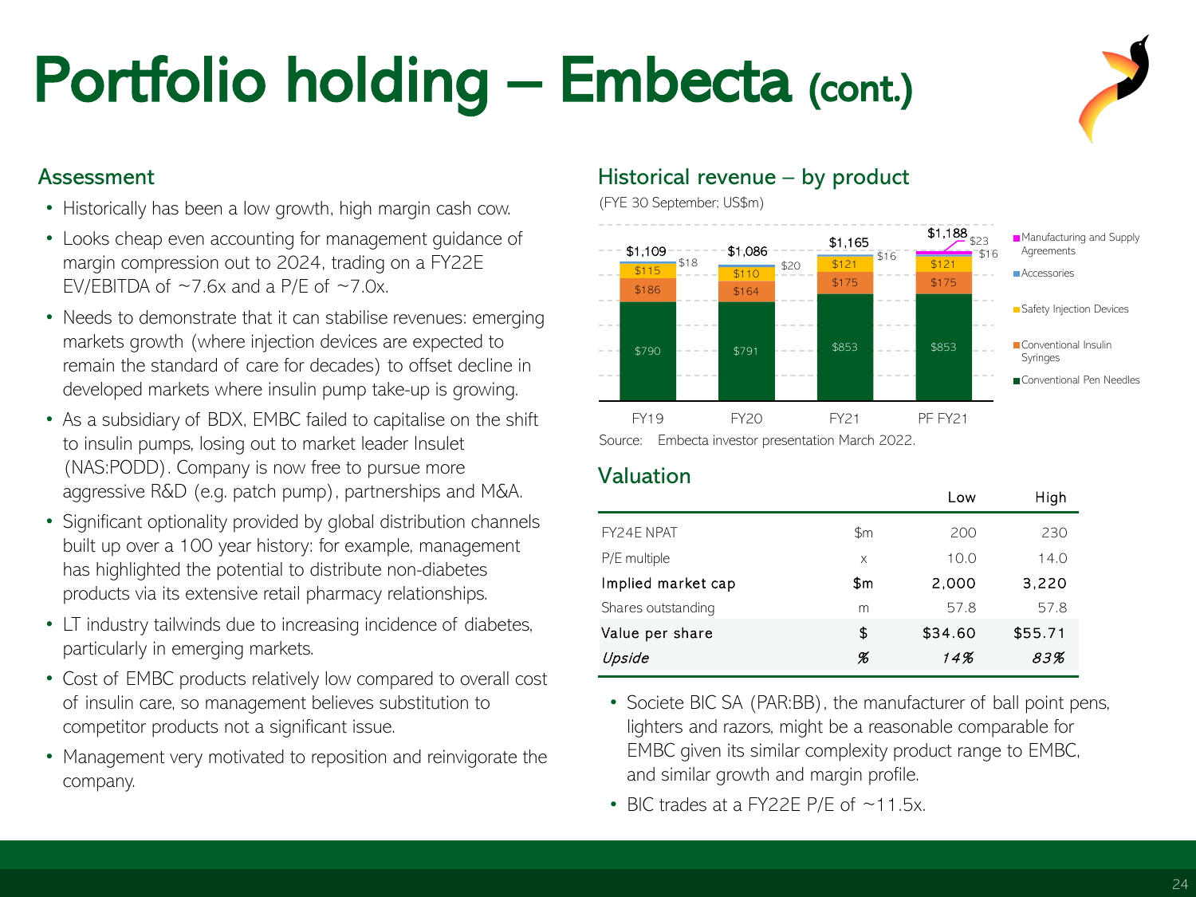# Portfolio holding – Embecta (cont.)

## Assessment

- Historically has been a low growth, high margin cash cow.
- Looks cheap even accounting for management guidance of margin compression out to 2024, trading on a FY22E EV/EBITDA of ~7.6x and a P/E of ~7.0x.
- Needs to demonstrate that it can stabilise revenues: emerging markets growth (where injection devices are expected to remain the standard of care for decades) to offset decline in developed markets where insulin pump take-up is growing.
- As a subsidiary of BDX, EMBC failed to capitalise on the shift to insulin pumps, losing out to market leader Insulet (NAS:PODD). Company is now free to pursue more aggressive R&D (e.g. patch pump), partnerships and M&A.
- Significant optionality provided by global distribution channels built up over a 100 year history: for example, management has highlighted the potential to distribute non-diabetes products via its extensive retail pharmacy relationships.
- LT industry tailwinds due to increasing incidence of diabetes, particularly in emerging markets.
- Cost of EMBC products relatively low compared to overall cost of insulin care, so management believes substitution to competitor products not a significant issue.
- Management very motivated to reposition and reinvigorate the company.

## Historical revenue – by product

(FYE 30 September; US$m)

| | FY19 | FY20 | FY21 | PF FY21 |
|---|---|---|---|---|
| Conventional Pen Needles | $790 | $791 | $853 | $853 |
| Conventional Insulin Syringes | $186 | $164 | $175 | $175 |
| Safety Injection Devices | $115 | $110 | $121 | $121 |
| Accessories | $18 | $20 | $16 | $16 |
| Manufacturing and Supply Agreements | | | | $23 |
| **Total** | $1,109 | $1,086 | $1,165 | $1,188 |

Source: Embecta investor presentation March 2022.

## Valuation

| | | Low | High |
|---|---|---|---|
| FY24E NPAT | $m | 200 | 230 |
| P/E multiple | x | 10.0 | 14.0 |
| Implied market cap | $m | 2,000 | 3,220 |
| Shares outstanding | m | 57.8 | 57.8 |
| Value per share | $ | $34.60 | $55.71 |
| *Upside* | *%* | *14%* | *83%* |

- Societe BIC SA (PAR:BB), the manufacturer of ball point pens, lighters and razors, might be a reasonable comparable for EMBC given its similar complexity product range to EMBC, and similar growth and margin profile.
- BIC trades at a FY22E P/E of ~11.5x.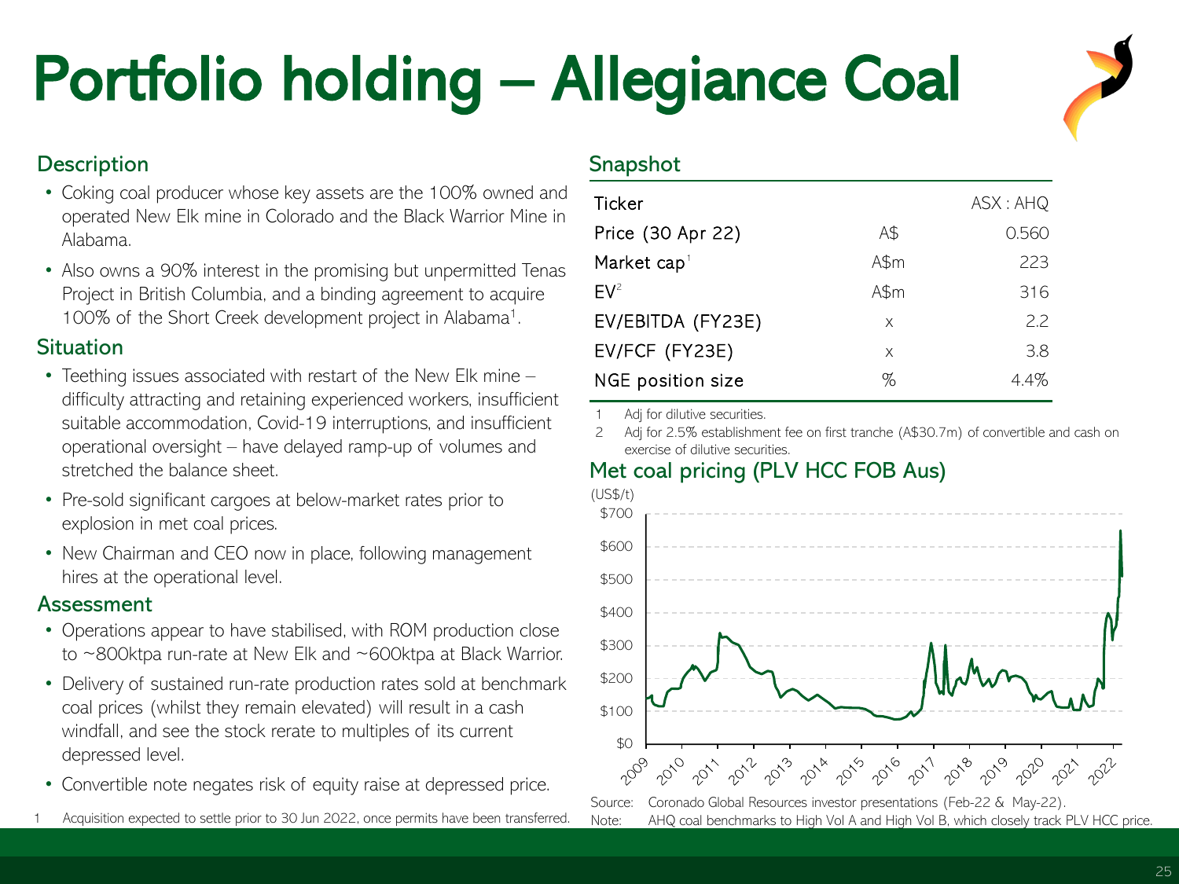# Portfolio holding – Allegiance Coal

## Description

- Coking coal producer whose key assets are the 100% owned and operated New Elk mine in Colorado and the Black Warrior Mine in Alabama.
- Also owns a 90% interest in the promising but unpermitted Tenas Project in British Columbia, and a binding agreement to acquire 100% of the Short Creek development project in Alabama[1].

## Situation

- Teething issues associated with restart of the New Elk mine – difficulty attracting and retaining experienced workers, insufficient suitable accommodation, Covid-19 interruptions, and insufficient operational oversight – have delayed ramp-up of volumes and stretched the balance sheet.
- Pre-sold significant cargoes at below-market rates prior to explosion in met coal prices.
- New Chairman and CEO now in place, following management hires at the operational level.

## Assessment

- Operations appear to have stabilised, with ROM production close to ~800ktpa run-rate at New Elk and ~600ktpa at Black Warrior.
- Delivery of sustained run-rate production rates sold at benchmark coal prices (whilst they remain elevated) will result in a cash windfall, and see the stock rerate to multiples of its current depressed level.
- Convertible note negates risk of equity raise at depressed price.

1 Acquisition expected to settle prior to 30 Jun 2022, once permits have been transferred.

## Snapshot

| | | |
|---|---|---|
| Ticker | | ASX : AHQ |
| Price (30 Apr 22) | A$ | 0.560 |
| Market cap[1] | A$m | 223 |
| EV[2] | A$m | 316 |
| EV/EBITDA (FY23E) | x | 2.2 |
| EV/FCF (FY23E) | x | 3.8 |
| NGE position size | % | 4.4% |

1 Adj for dilutive securities.
2 Adj for 2.5% establishment fee on first tranche (A$30.7m) of convertible and cash on exercise of dilutive securities.

## Met coal pricing (PLV HCC FOB Aus)

(US$/t)

Source: Coronado Global Resources investor presentations (Feb-22 & May-22).
Note: AHQ coal benchmarks to High Vol A and High Vol B, which closely track PLV HCC price.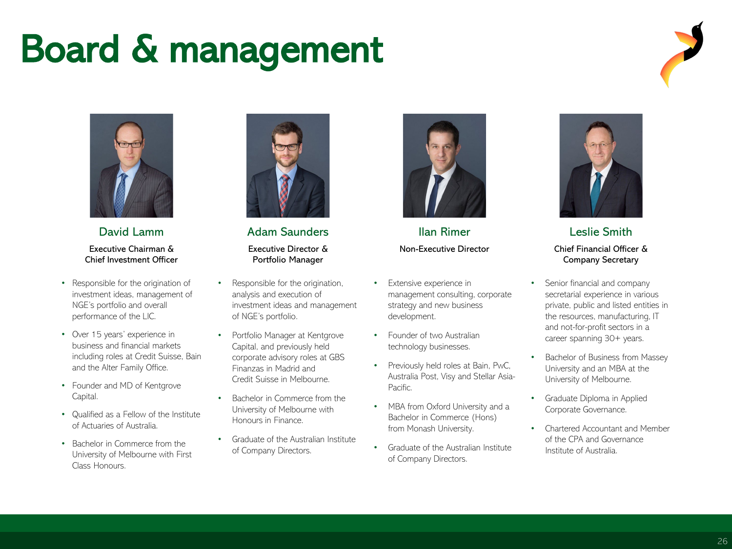# Board & management

## David Lamm

**Executive Chairman & Chief Investment Officer**

- Responsible for the origination of investment ideas, management of NGE's portfolio and overall performance of the LIC.
- Over 15 years' experience in business and financial markets including roles at Credit Suisse, Bain and the Alter Family Office.
- Founder and MD of Kentgrove Capital.
- Qualified as a Fellow of the Institute of Actuaries of Australia.
- Bachelor in Commerce from the University of Melbourne with First Class Honours.

## Adam Saunders

**Executive Director & Portfolio Manager**

- Responsible for the origination, analysis and execution of investment ideas and management of NGE's portfolio.
- Portfolio Manager at Kentgrove Capital, and previously held corporate advisory roles at GBS Finanzas in Madrid and Credit Suisse in Melbourne.
- Bachelor in Commerce from the University of Melbourne with Honours in Finance.
- Graduate of the Australian Institute of Company Directors.

## Ilan Rimer

**Non-Executive Director**

- Extensive experience in management consulting, corporate strategy and new business development.
- Founder of two Australian technology businesses.
- Previously held roles at Bain, PwC, Australia Post, Visy and Stellar Asia-Pacific.
- MBA from Oxford University and a Bachelor in Commerce (Hons) from Monash University.
- Graduate of the Australian Institute of Company Directors.

## Leslie Smith

**Chief Financial Officer & Company Secretary**

- Senior financial and company secretarial experience in various private, public and listed entities in the resources, manufacturing, IT and not-for-profit sectors in a career spanning 30+ years.
- Bachelor of Business from Massey University and an MBA at the University of Melbourne.
- Graduate Diploma in Applied Corporate Governance.
- Chartered Accountant and Member of the CPA and Governance Institute of Australia.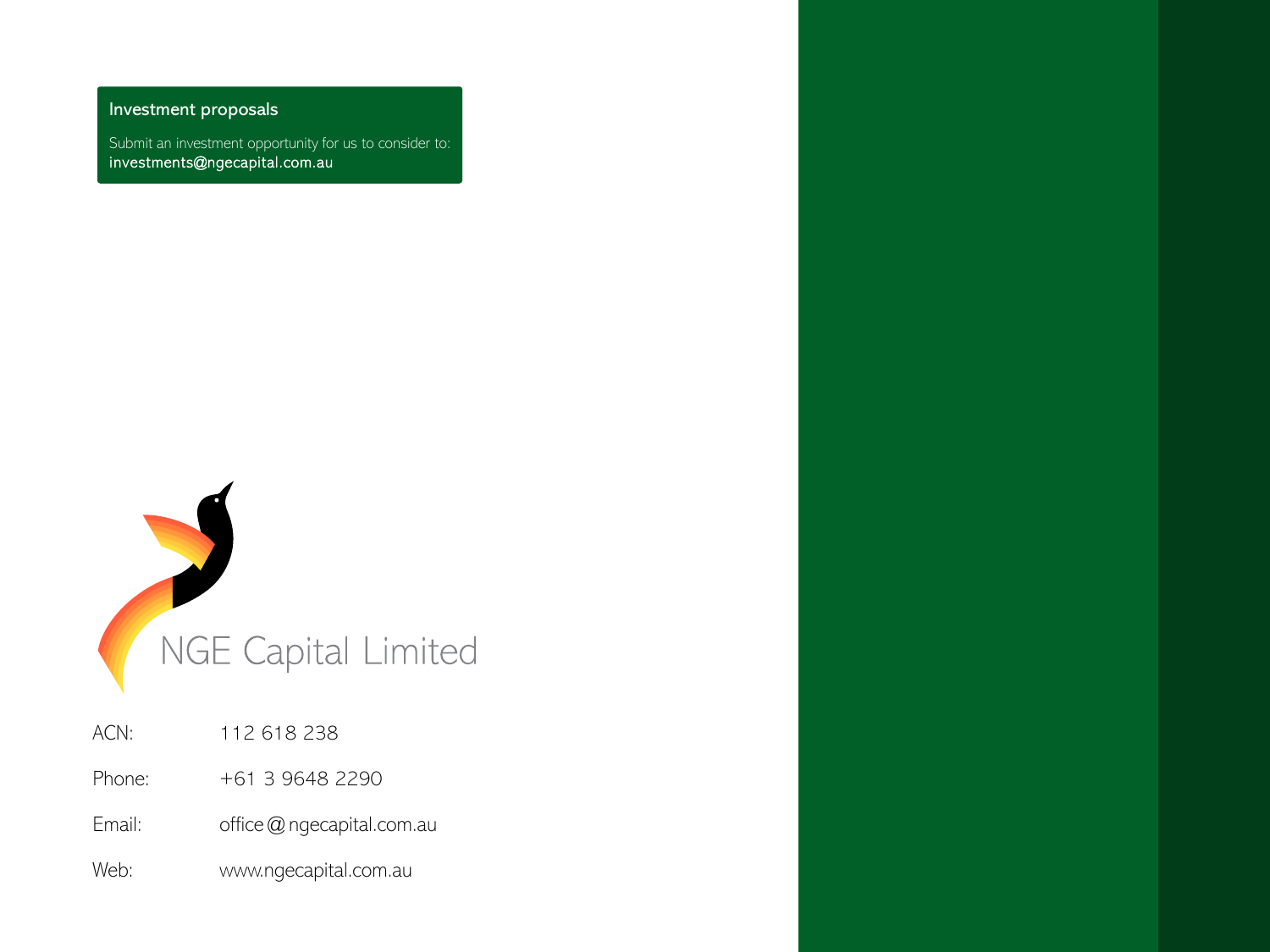### Investment proposals

Submit an investment opportunity for us to consider to:
investments@ngecapital.com.au

NGE Capital Limited

| | |
|---|---|
| ACN: | 112 618 238 |
| Phone: | +61 3 9648 2290 |
| Email: | office@ngecapital.com.au |
| Web: | www.ngecapital.com.au |